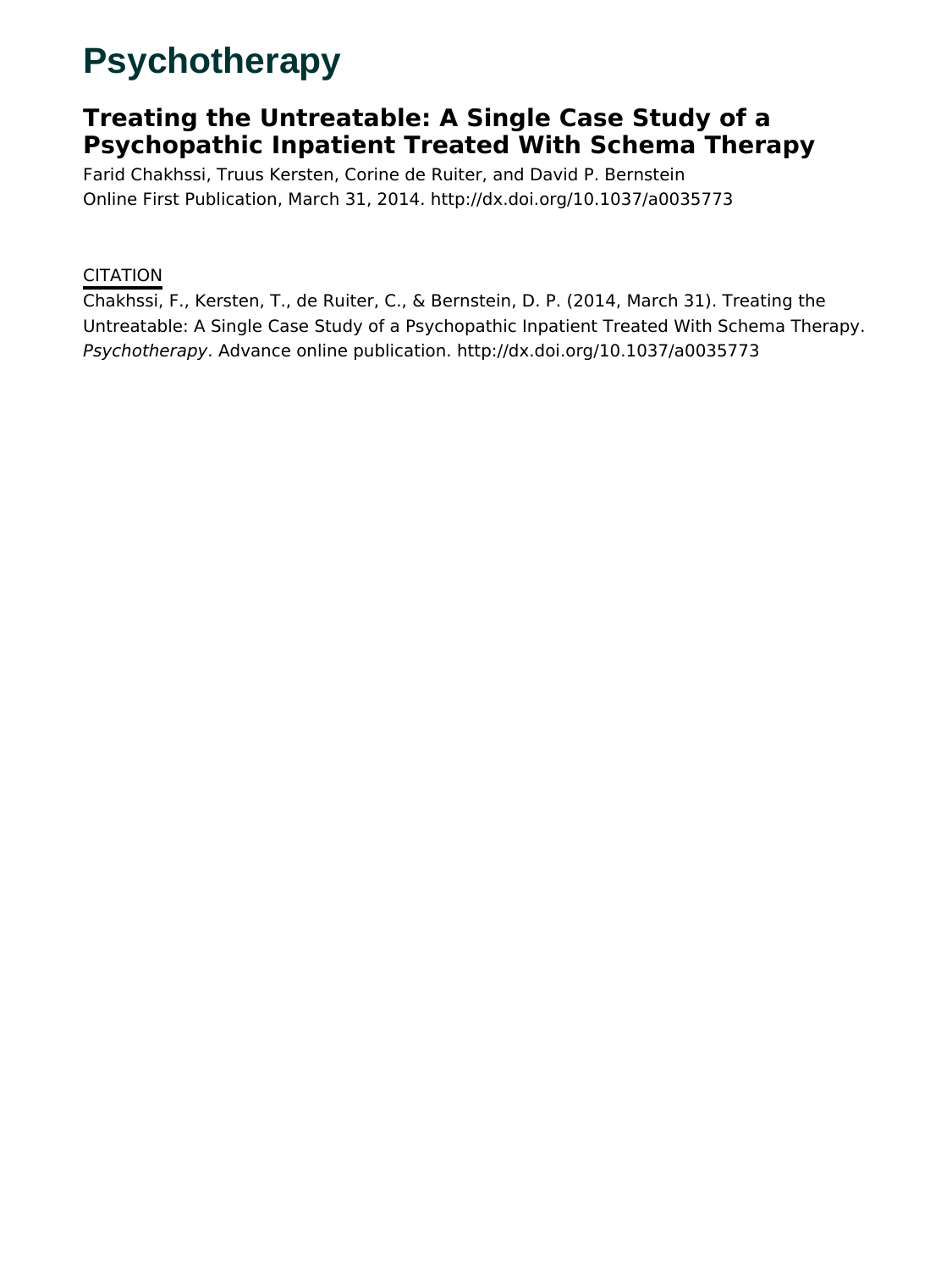# Psychotherapy

## Treating the Untreatable: A Single Case Study of a Psychopathic Inpatient Treated With Schema Therapy

Farid Chakhssi, Truus Kersten, Corine de Ruiter, and David P. Bernstein

Online First Publication, March 31, 2014. http://dx.doi.org/10.1037/a0035773

CITATION

Chakhssi, F., Kersten, T., de Ruiter, C., & Bernstein, D. P. (2014, March 31). Treating the Untreatable: A Single Case Study of a Psychopathic Inpatient Treated With Schema Therapy. *Psychotherapy*. Advance online publication. http://dx.doi.org/10.1037/a0035773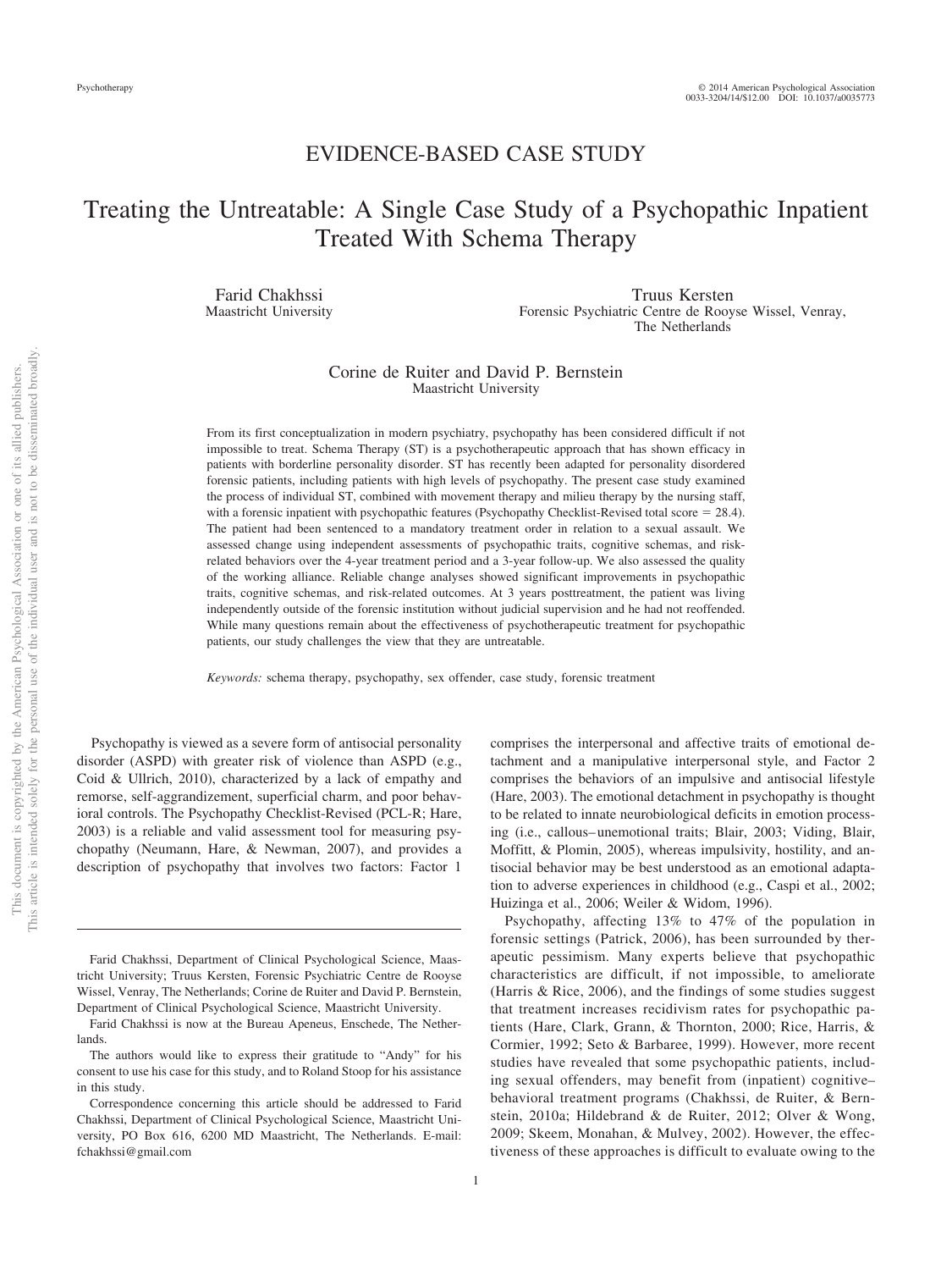# EVIDENCE-BASED CASE STUDY

# Treating the Untreatable: A Single Case Study of a Psychopathic Inpatient Treated With Schema Therapy

Farid Chakhssi
Maastricht University

Truus Kersten
Forensic Psychiatric Centre de Rooyse Wissel, Venray, The Netherlands

Corine de Ruiter and David P. Bernstein
Maastricht University

From its first conceptualization in modern psychiatry, psychopathy has been considered difficult if not impossible to treat. Schema Therapy (ST) is a psychotherapeutic approach that has shown efficacy in patients with borderline personality disorder. ST has recently been adapted for personality disordered forensic patients, including patients with high levels of psychopathy. The present case study examined the process of individual ST, combined with movement therapy and milieu therapy by the nursing staff, with a forensic inpatient with psychopathic features (Psychopathy Checklist-Revised total score = 28.4). The patient had been sentenced to a mandatory treatment order in relation to a sexual assault. We assessed change using independent assessments of psychopathic traits, cognitive schemas, and risk-related behaviors over the 4-year treatment period and a 3-year follow-up. We also assessed the quality of the working alliance. Reliable change analyses showed significant improvements in psychopathic traits, cognitive schemas, and risk-related outcomes. At 3 years posttreatment, the patient was living independently outside of the forensic institution without judicial supervision and he had not reoffended. While many questions remain about the effectiveness of psychotherapeutic treatment for psychopathic patients, our study challenges the view that they are untreatable.

*Keywords:* schema therapy, psychopathy, sex offender, case study, forensic treatment

Psychopathy is viewed as a severe form of antisocial personality disorder (ASPD) with greater risk of violence than ASPD (e.g., Coid & Ullrich, 2010), characterized by a lack of empathy and remorse, self-aggrandizement, superficial charm, and poor behavioral controls. The Psychopathy Checklist-Revised (PCL-R; Hare, 2003) is a reliable and valid assessment tool for measuring psychopathy (Neumann, Hare, & Newman, 2007), and provides a description of psychopathy that involves two factors: Factor 1 comprises the interpersonal and affective traits of emotional detachment and a manipulative interpersonal style, and Factor 2 comprises the behaviors of an impulsive and antisocial lifestyle (Hare, 2003). The emotional detachment in psychopathy is thought to be related to innate neurobiological deficits in emotion processing (i.e., callous–unemotional traits; Blair, 2003; Viding, Blair, Moffitt, & Plomin, 2005), whereas impulsivity, hostility, and antisocial behavior may be best understood as an emotional adaptation to adverse experiences in childhood (e.g., Caspi et al., 2002; Huizinga et al., 2006; Weiler & Widom, 1996).

Psychopathy, affecting 13% to 47% of the population in forensic settings (Patrick, 2006), has been surrounded by therapeutic pessimism. Many experts believe that psychopathic characteristics are difficult, if not impossible, to ameliorate (Harris & Rice, 2006), and the findings of some studies suggest that treatment increases recidivism rates for psychopathic patients (Hare, Clark, Grann, & Thornton, 2000; Rice, Harris, & Cormier, 1992; Seto & Barbaree, 1999). However, more recent studies have revealed that some psychopathic patients, including sexual offenders, may benefit from (inpatient) cognitive–behavioral treatment programs (Chakhssi, de Ruiter, & Bernstein, 2010a; Hildebrand & de Ruiter, 2012; Olver & Wong, 2009; Skeem, Monahan, & Mulvey, 2002). However, the effectiveness of these approaches is difficult to evaluate owing to the

Farid Chakhssi, Department of Clinical Psychological Science, Maastricht University; Truus Kersten, Forensic Psychiatric Centre de Rooyse Wissel, Venray, The Netherlands; Corine de Ruiter and David P. Bernstein, Department of Clinical Psychological Science, Maastricht University.

Farid Chakhssi is now at the Bureau Apeneus, Enschede, The Netherlands.

The authors would like to express their gratitude to "Andy" for his consent to use his case for this study, and to Roland Stoop for his assistance in this study.

Correspondence concerning this article should be addressed to Farid Chakhssi, Department of Clinical Psychological Science, Maastricht University, PO Box 616, 6200 MD Maastricht, The Netherlands. E-mail: fchakhssi@gmail.com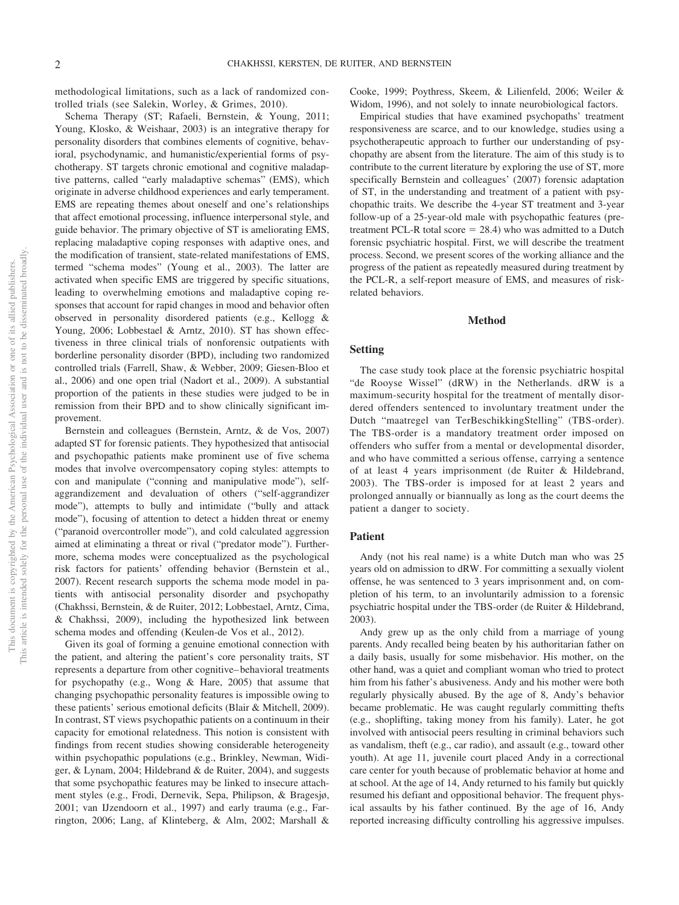methodological limitations, such as a lack of randomized controlled trials (see Salekin, Worley, & Grimes, 2010).

Schema Therapy (ST; Rafaeli, Bernstein, & Young, 2011; Young, Klosko, & Weishaar, 2003) is an integrative therapy for personality disorders that combines elements of cognitive, behavioral, psychodynamic, and humanistic/experiential forms of psychotherapy. ST targets chronic emotional and cognitive maladaptive patterns, called "early maladaptive schemas" (EMS), which originate in adverse childhood experiences and early temperament. EMS are repeating themes about oneself and one's relationships that affect emotional processing, influence interpersonal style, and guide behavior. The primary objective of ST is ameliorating EMS, replacing maladaptive coping responses with adaptive ones, and the modification of transient, state-related manifestations of EMS, termed "schema modes" (Young et al., 2003). The latter are activated when specific EMS are triggered by specific situations, leading to overwhelming emotions and maladaptive coping responses that account for rapid changes in mood and behavior often observed in personality disordered patients (e.g., Kellogg & Young, 2006; Lobbestael & Arntz, 2010). ST has shown effectiveness in three clinical trials of nonforensic outpatients with borderline personality disorder (BPD), including two randomized controlled trials (Farrell, Shaw, & Webber, 2009; Giesen-Bloo et al., 2006) and one open trial (Nadort et al., 2009). A substantial proportion of the patients in these studies were judged to be in remission from their BPD and to show clinically significant improvement.

Bernstein and colleagues (Bernstein, Arntz, & de Vos, 2007) adapted ST for forensic patients. They hypothesized that antisocial and psychopathic patients make prominent use of five schema modes that involve overcompensatory coping styles: attempts to con and manipulate ("conning and manipulative mode"), self-aggrandizement and devaluation of others ("self-aggrandizer mode"), attempts to bully and intimidate ("bully and attack mode"), focusing of attention to detect a hidden threat or enemy ("paranoid overcontroller mode"), and cold calculated aggression aimed at eliminating a threat or rival ("predator mode"). Furthermore, schema modes were conceptualized as the psychological risk factors for patients' offending behavior (Bernstein et al., 2007). Recent research supports the schema mode model in patients with antisocial personality disorder and psychopathy (Chakhssi, Bernstein, & de Ruiter, 2012; Lobbestael, Arntz, Cima, & Chakhssi, 2009), including the hypothesized link between schema modes and offending (Keulen-de Vos et al., 2012).

Given its goal of forming a genuine emotional connection with the patient, and altering the patient's core personality traits, ST represents a departure from other cognitive–behavioral treatments for psychopathy (e.g., Wong & Hare, 2005) that assume that changing psychopathic personality features is impossible owing to these patients' serious emotional deficits (Blair & Mitchell, 2009). In contrast, ST views psychopathic patients on a continuum in their capacity for emotional relatedness. This notion is consistent with findings from recent studies showing considerable heterogeneity within psychopathic populations (e.g., Brinkley, Newman, Widiger, & Lynam, 2004; Hildebrand & de Ruiter, 2004), and suggests that some psychopathic features may be linked to insecure attachment styles (e.g., Frodi, Dernevik, Sepa, Philipson, & Bragesjø, 2001; van IJzendoorn et al., 1997) and early trauma (e.g., Farrington, 2006; Lang, af Klinteberg, & Alm, 2002; Marshall & Cooke, 1999; Poythress, Skeem, & Lilienfeld, 2006; Weiler & Widom, 1996), and not solely to innate neurobiological factors.

Empirical studies that have examined psychopaths' treatment responsiveness are scarce, and to our knowledge, studies using a psychotherapeutic approach to further our understanding of psychopathy are absent from the literature. The aim of this study is to contribute to the current literature by exploring the use of ST, more specifically Bernstein and colleagues' (2007) forensic adaptation of ST, in the understanding and treatment of a patient with psychopathic traits. We describe the 4-year ST treatment and 3-year follow-up of a 25-year-old male with psychopathic features (pretreatment PCL-R total score = 28.4) who was admitted to a Dutch forensic psychiatric hospital. First, we will describe the treatment process. Second, we present scores of the working alliance and the progress of the patient as repeatedly measured during treatment by the PCL-R, a self-report measure of EMS, and measures of risk-related behaviors.

## Method

### Setting

The case study took place at the forensic psychiatric hospital "de Rooyse Wissel" (dRW) in the Netherlands. dRW is a maximum-security hospital for the treatment of mentally disordered offenders sentenced to involuntary treatment under the Dutch "maatregel van TerBeschikkingStelling" (TBS-order). The TBS-order is a mandatory treatment order imposed on offenders who suffer from a mental or developmental disorder, and who have committed a serious offense, carrying a sentence of at least 4 years imprisonment (de Ruiter & Hildebrand, 2003). The TBS-order is imposed for at least 2 years and prolonged annually or biannually as long as the court deems the patient a danger to society.

### Patient

Andy (not his real name) is a white Dutch man who was 25 years old on admission to dRW. For committing a sexually violent offense, he was sentenced to 3 years imprisonment and, on completion of his term, to an involuntarily admission to a forensic psychiatric hospital under the TBS-order (de Ruiter & Hildebrand, 2003).

Andy grew up as the only child from a marriage of young parents. Andy recalled being beaten by his authoritarian father on a daily basis, usually for some misbehavior. His mother, on the other hand, was a quiet and compliant woman who tried to protect him from his father's abusiveness. Andy and his mother were both regularly physically abused. By the age of 8, Andy's behavior became problematic. He was caught regularly committing thefts (e.g., shoplifting, taking money from his family). Later, he got involved with antisocial peers resulting in criminal behaviors such as vandalism, theft (e.g., car radio), and assault (e.g., toward other youth). At age 11, juvenile court placed Andy in a correctional care center for youth because of problematic behavior at home and at school. At the age of 14, Andy returned to his family but quickly resumed his defiant and oppositional behavior. The frequent physical assaults by his father continued. By the age of 16, Andy reported increasing difficulty controlling his aggressive impulses.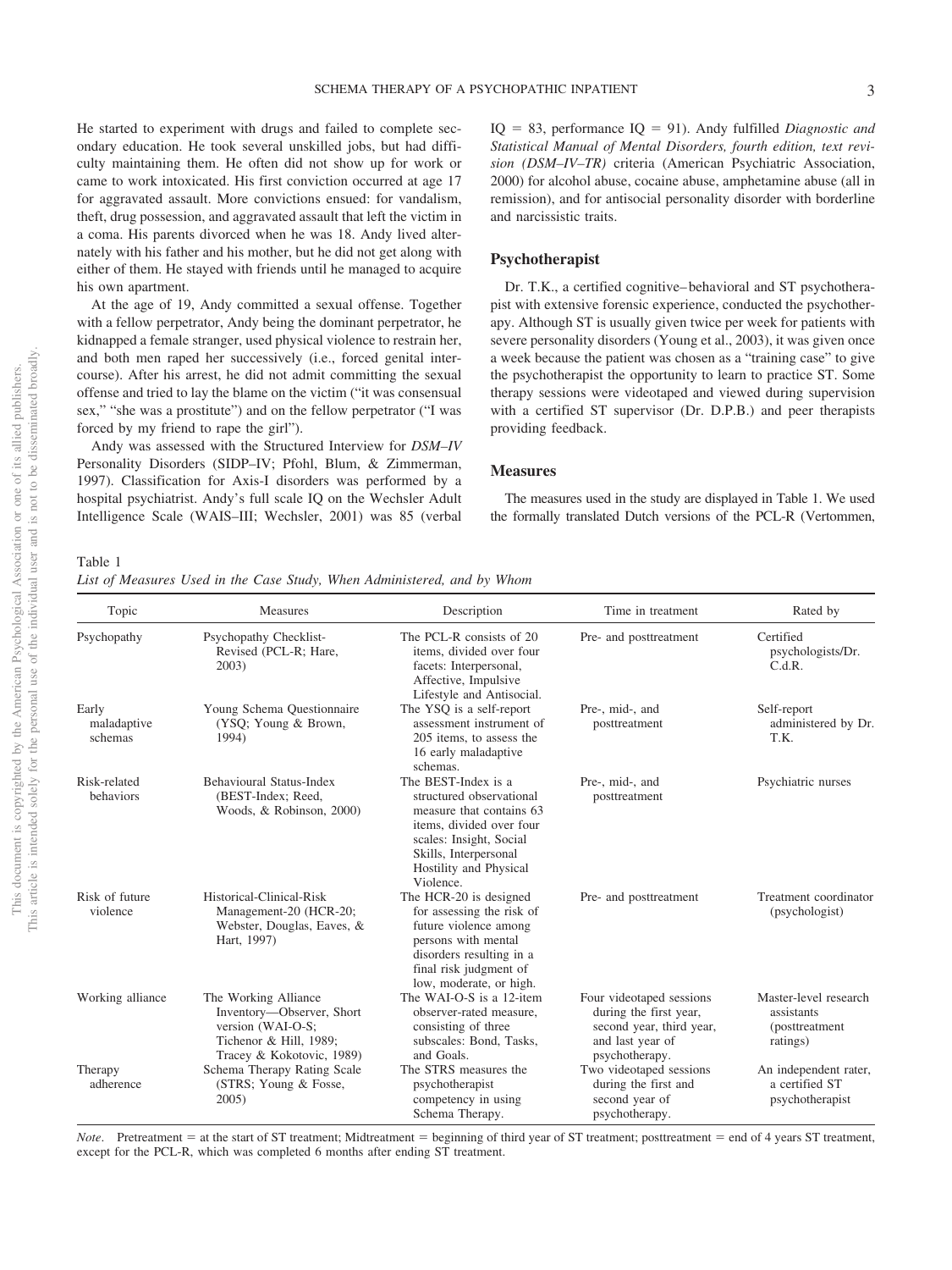He started to experiment with drugs and failed to complete secondary education. He took several unskilled jobs, but had difficulty maintaining them. He often did not show up for work or came to work intoxicated. His first conviction occurred at age 17 for aggravated assault. More convictions ensued: for vandalism, theft, drug possession, and aggravated assault that left the victim in a coma. His parents divorced when he was 18. Andy lived alternately with his father and his mother, but he did not get along with either of them. He stayed with friends until he managed to acquire his own apartment.

At the age of 19, Andy committed a sexual offense. Together with a fellow perpetrator, Andy being the dominant perpetrator, he kidnapped a female stranger, used physical violence to restrain her, and both men raped her successively (i.e., forced genital intercourse). After his arrest, he did not admit committing the sexual offense and tried to lay the blame on the victim ("it was consensual sex," "she was a prostitute") and on the fellow perpetrator ("I was forced by my friend to rape the girl").

Andy was assessed with the Structured Interview for *DSM–IV* Personality Disorders (SIDP–IV; Pfohl, Blum, & Zimmerman, 1997). Classification for Axis-I disorders was performed by a hospital psychiatrist. Andy's full scale IQ on the Wechsler Adult Intelligence Scale (WAIS–III; Wechsler, 2001) was 85 (verbal IQ = 83, performance IQ = 91). Andy fulfilled *Diagnostic and Statistical Manual of Mental Disorders, fourth edition, text revision (DSM–IV–TR)* criteria (American Psychiatric Association, 2000) for alcohol abuse, cocaine abuse, amphetamine abuse (all in remission), and for antisocial personality disorder with borderline and narcissistic traits.

## Psychotherapist

Dr. T.K., a certified cognitive–behavioral and ST psychotherapist with extensive forensic experience, conducted the psychotherapy. Although ST is usually given twice per week for patients with severe personality disorders (Young et al., 2003), it was given once a week because the patient was chosen as a "training case" to give the psychotherapist the opportunity to learn to practice ST. Some therapy sessions were videotaped and viewed during supervision with a certified ST supervisor (Dr. D.P.B.) and peer therapists providing feedback.

## Measures

The measures used in the study are displayed in Table 1. We used the formally translated Dutch versions of the PCL-R (Vertommen,

Table 1
*List of Measures Used in the Case Study, When Administered, and by Whom*

| Topic | Measures | Description | Time in treatment | Rated by |
|---|---|---|---|---|
| Psychopathy | Psychopathy Checklist-Revised (PCL-R; Hare, 2003) | The PCL-R consists of 20 items, divided over four facets: Interpersonal, Affective, Impulsive Lifestyle and Antisocial. | Pre- and posttreatment | Certified psychologists/Dr. C.d.R. |
| Early maladaptive schemas | Young Schema Questionnaire (YSQ; Young & Brown, 1994) | The YSQ is a self-report assessment instrument of 205 items, to assess the 16 early maladaptive schemas. | Pre-, mid-, and posttreatment | Self-report administered by Dr. T.K. |
| Risk-related behaviors | Behavioural Status-Index (BEST-Index; Reed, Woods, & Robinson, 2000) | The BEST-Index is a structured observational measure that contains 63 items, divided over four scales: Insight, Social Skills, Interpersonal Hostility and Physical Violence. | Pre-, mid-, and posttreatment | Psychiatric nurses |
| Risk of future violence | Historical-Clinical-Risk Management-20 (HCR-20; Webster, Douglas, Eaves, & Hart, 1997) | The HCR-20 is designed for assessing the risk of future violence among persons with mental disorders resulting in a final risk judgment of low, moderate, or high. | Pre- and posttreatment | Treatment coordinator (psychologist) |
| Working alliance | The Working Alliance Inventory—Observer, Short version (WAI-O-S; Tichenor & Hill, 1989; Tracey & Kokotovic, 1989) | The WAI-O-S is a 12-item observer-rated measure, consisting of three subscales: Bond, Tasks, and Goals. | Four videotaped sessions during the first year, second year, third year, and last year of psychotherapy. | Master-level research assistants (posttreatment ratings) |
| Therapy adherence | Schema Therapy Rating Scale (STRS; Young & Fosse, 2005) | The STRS measures the psychotherapist competency in using Schema Therapy. | Two videotaped sessions during the first and second year of psychotherapy. | An independent rater, a certified ST psychotherapist |

*Note*. Pretreatment = at the start of ST treatment; Midtreatment = beginning of third year of ST treatment; posttreatment = end of 4 years ST treatment, except for the PCL-R, which was completed 6 months after ending ST treatment.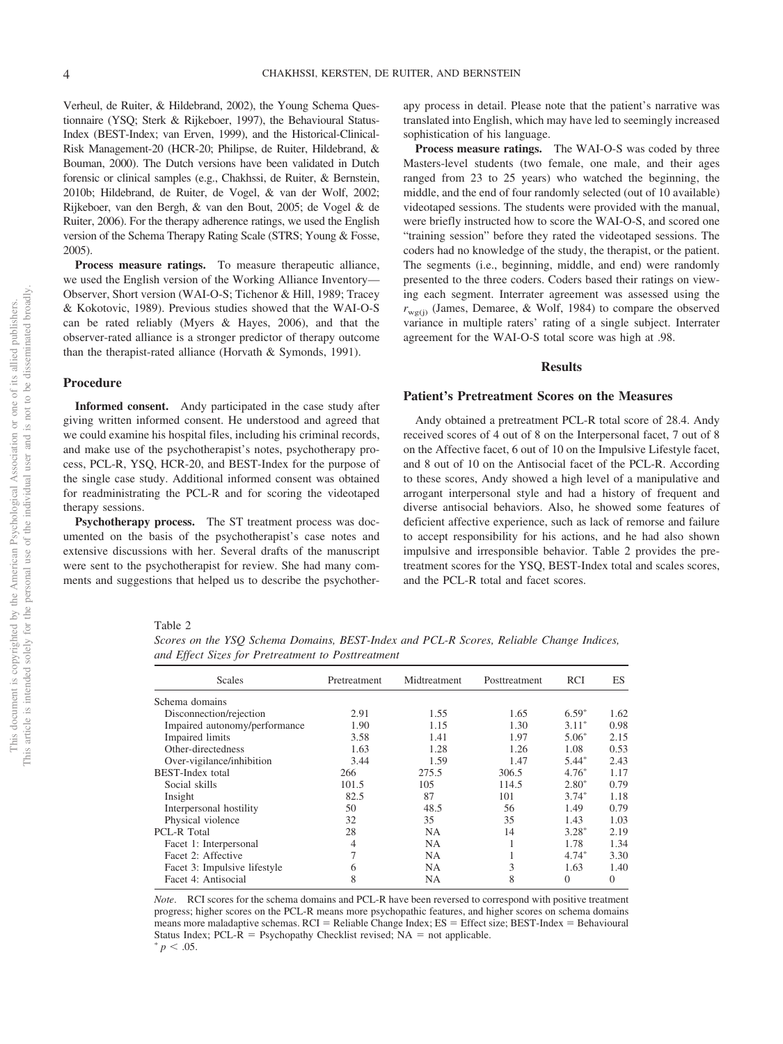Verheul, de Ruiter, & Hildebrand, 2002), the Young Schema Questionnaire (YSQ; Sterk & Rijkeboer, 1997), the Behavioural Status-Index (BEST-Index; van Erven, 1999), and the Historical-Clinical-Risk Management-20 (HCR-20; Philipse, de Ruiter, Hildebrand, & Bouman, 2000). The Dutch versions have been validated in Dutch forensic or clinical samples (e.g., Chakhssi, de Ruiter, & Bernstein, 2010b; Hildebrand, de Ruiter, de Vogel, & van der Wolf, 2002; Rijkeboer, van den Bergh, & van den Bout, 2005; de Vogel & de Ruiter, 2006). For the therapy adherence ratings, we used the English version of the Schema Therapy Rating Scale (STRS; Young & Fosse, 2005).

**Process measure ratings.** To measure therapeutic alliance, we used the English version of the Working Alliance Inventory—Observer, Short version (WAI-O-S; Tichenor & Hill, 1989; Tracey & Kokotovic, 1989). Previous studies showed that the WAI-O-S can be rated reliably (Myers & Hayes, 2006), and that the observer-rated alliance is a stronger predictor of therapy outcome than the therapist-rated alliance (Horvath & Symonds, 1991).

## Procedure

**Informed consent.** Andy participated in the case study after giving written informed consent. He understood and agreed that we could examine his hospital files, including his criminal records, and make use of the psychotherapist's notes, psychotherapy process, PCL-R, YSQ, HCR-20, and BEST-Index for the purpose of the single case study. Additional informed consent was obtained for readministrating the PCL-R and for scoring the videotaped therapy sessions.

**Psychotherapy process.** The ST treatment process was documented on the basis of the psychotherapist's case notes and extensive discussions with her. Several drafts of the manuscript were sent to the psychotherapist for review. She had many comments and suggestions that helped us to describe the psychotherapy process in detail. Please note that the patient's narrative was translated into English, which may have led to seemingly increased sophistication of his language.

**Process measure ratings.** The WAI-O-S was coded by three Masters-level students (two female, one male, and their ages ranged from 23 to 25 years) who watched the beginning, the middle, and the end of four randomly selected (out of 10 available) videotaped sessions. The students were provided with the manual, were briefly instructed how to score the WAI-O-S, and scored one "training session" before they rated the videotaped sessions. The coders had no knowledge of the study, the therapist, or the patient. The segments (i.e., beginning, middle, and end) were randomly presented to the three coders. Coders based their ratings on viewing each segment. Interrater agreement was assessed using the $r_{wg(j)}$ (James, Demaree, & Wolf, 1984) to compare the observed variance in multiple raters' rating of a single subject. Interrater agreement for the WAI-O-S total score was high at .98.

## Results

### Patient's Pretreatment Scores on the Measures

Andy obtained a pretreatment PCL-R total score of 28.4. Andy received scores of 4 out of 8 on the Interpersonal facet, 7 out of 8 on the Affective facet, 6 out of 10 on the Impulsive Lifestyle facet, and 8 out of 10 on the Antisocial facet of the PCL-R. According to these scores, Andy showed a high level of a manipulative and arrogant interpersonal style and had a history of frequent and diverse antisocial behaviors. Also, he showed some features of deficient affective experience, such as lack of remorse and failure to accept responsibility for his actions, and he had also shown impulsive and irresponsible behavior. Table 2 provides the pretreatment scores for the YSQ, BEST-Index total and scales scores, and the PCL-R total and facet scores.

Table 2
*Scores on the YSQ Schema Domains, BEST-Index and PCL-R Scores, Reliable Change Indices, and Effect Sizes for Pretreatment to Posttreatment*

| Scales | Pretreatment | Midtreatment | Posttreatment | RCI | ES |
|---|---|---|---|---|---|
| Schema domains | | | | | |
| Disconnection/rejection | 2.91 | 1.55 | 1.65 | 6.59* | 1.62 |
| Impaired autonomy/performance | 1.90 | 1.15 | 1.30 | 3.11* | 0.98 |
| Impaired limits | 3.58 | 1.41 | 1.97 | 5.06* | 2.15 |
| Other-directedness | 1.63 | 1.28 | 1.26 | 1.08 | 0.53 |
| Over-vigilance/inhibition | 3.44 | 1.59 | 1.47 | 5.44* | 2.43 |
| BEST-Index total | 266 | 275.5 | 306.5 | 4.76* | 1.17 |
| Social skills | 101.5 | 105 | 114.5 | 2.80* | 0.79 |
| Insight | 82.5 | 87 | 101 | 3.74* | 1.18 |
| Interpersonal hostility | 50 | 48.5 | 56 | 1.49 | 0.79 |
| Physical violence | 32 | 35 | 35 | 1.43 | 1.03 |
| PCL-R Total | 28 | NA | 14 | 3.28* | 2.19 |
| Facet 1: Interpersonal | 4 | NA | 1 | 1.78 | 1.34 |
| Facet 2: Affective | 7 | NA | 1 | 4.74* | 3.30 |
| Facet 3: Impulsive lifestyle | 6 | NA | 3 | 1.63 | 1.40 |
| Facet 4: Antisocial | 8 | NA | 8 | 0 | 0 |

*Note*. RCI scores for the schema domains and PCL-R have been reversed to correspond with positive treatment progress; higher scores on the PCL-R means more psychopathic features, and higher scores on schema domains means more maladaptive schemas. RCI = Reliable Change Index; ES = Effect size; BEST-Index = Behavioural Status Index; PCL-R = Psychopathy Checklist revised; NA = not applicable.
* $p < .05$.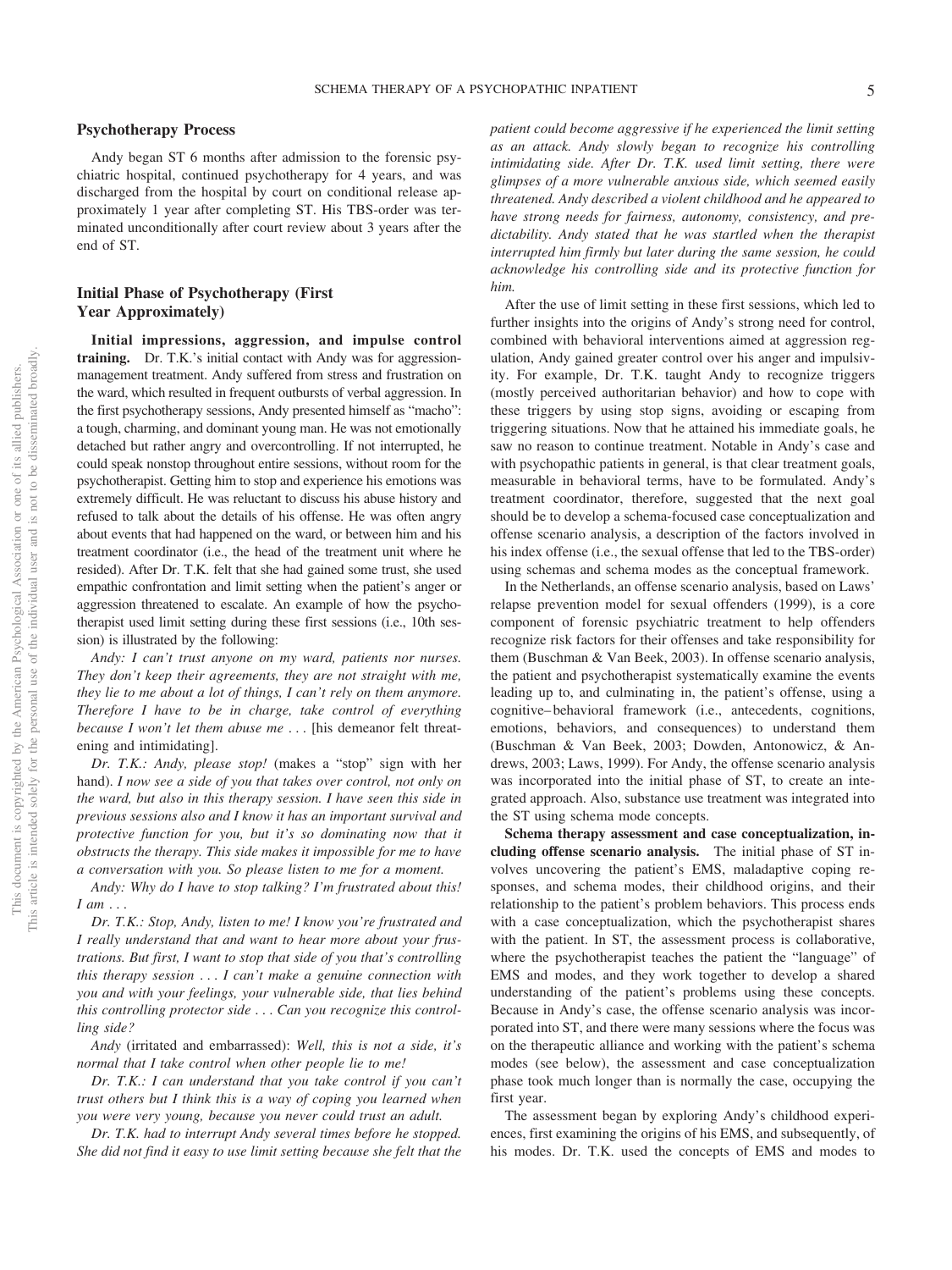## Psychotherapy Process

Andy began ST 6 months after admission to the forensic psychiatric hospital, continued psychotherapy for 4 years, and was discharged from the hospital by court on conditional release approximately 1 year after completing ST. His TBS-order was terminated unconditionally after court review about 3 years after the end of ST.

## Initial Phase of Psychotherapy (First Year Approximately)

**Initial impressions, aggression, and impulse control training.** Dr. T.K.'s initial contact with Andy was for aggression-management treatment. Andy suffered from stress and frustration on the ward, which resulted in frequent outbursts of verbal aggression. In the first psychotherapy sessions, Andy presented himself as "macho": a tough, charming, and dominant young man. He was not emotionally detached but rather angry and overcontrolling. If not interrupted, he could speak nonstop throughout entire sessions, without room for the psychotherapist. Getting him to stop and experience his emotions was extremely difficult. He was reluctant to discuss his abuse history and refused to talk about the details of his offense. He was often angry about events that had happened on the ward, or between him and his treatment coordinator (i.e., the head of the treatment unit where he resided). After Dr. T.K. felt that she had gained some trust, she used empathic confrontation and limit setting when the patient's anger or aggression threatened to escalate. An example of how the psychotherapist used limit setting during these first sessions (i.e., 10th session) is illustrated by the following:

*Andy: I can't trust anyone on my ward, patients nor nurses. They don't keep their agreements, they are not straight with me, they lie to me about a lot of things, I can't rely on them anymore. Therefore I have to be in charge, take control of everything because I won't let them abuse me . . .* [his demeanor felt threatening and intimidating].

*Dr. T.K.: Andy, please stop!* (makes a "stop" sign with her hand). *I now see a side of you that takes over control, not only on the ward, but also in this therapy session. I have seen this side in previous sessions also and I know it has an important survival and protective function for you, but it's so dominating now that it obstructs the therapy. This side makes it impossible for me to have a conversation with you. So please listen to me for a moment.*

*Andy: Why do I have to stop talking? I'm frustrated about this! I am . . .*

*Dr. T.K.: Stop, Andy, listen to me! I know you're frustrated and I really understand that and want to hear more about your frustrations. But first, I want to stop that side of you that's controlling this therapy session . . . I can't make a genuine connection with you and with your feelings, your vulnerable side, that lies behind this controlling protector side . . . Can you recognize this controlling side?*

*Andy* (irritated and embarrassed): *Well, this is not a side, it's normal that I take control when other people lie to me!*

*Dr. T.K.: I can understand that you take control if you can't trust others but I think this is a way of coping you learned when you were very young, because you never could trust an adult.*

*Dr. T.K. had to interrupt Andy several times before he stopped. She did not find it easy to use limit setting because she felt that the patient could become aggressive if he experienced the limit setting as an attack. Andy slowly began to recognize his controlling intimidating side. After Dr. T.K. used limit setting, there were glimpses of a more vulnerable anxious side, which seemed easily threatened. Andy described a violent childhood and he appeared to have strong needs for fairness, autonomy, consistency, and predictability. Andy stated that he was startled when the therapist interrupted him firmly but later during the same session, he could acknowledge his controlling side and its protective function for him.*

After the use of limit setting in these first sessions, which led to further insights into the origins of Andy's strong need for control, combined with behavioral interventions aimed at aggression regulation, Andy gained greater control over his anger and impulsivity. For example, Dr. T.K. taught Andy to recognize triggers (mostly perceived authoritarian behavior) and how to cope with these triggers by using stop signs, avoiding or escaping from triggering situations. Now that he attained his immediate goals, he saw no reason to continue treatment. Notable in Andy's case and with psychopathic patients in general, is that clear treatment goals, measurable in behavioral terms, have to be formulated. Andy's treatment coordinator, therefore, suggested that the next goal should be to develop a schema-focused case conceptualization and offense scenario analysis, a description of the factors involved in his index offense (i.e., the sexual offense that led to the TBS-order) using schemas and schema modes as the conceptual framework.

In the Netherlands, an offense scenario analysis, based on Laws' relapse prevention model for sexual offenders (1999), is a core component of forensic psychiatric treatment to help offenders recognize risk factors for their offenses and take responsibility for them (Buschman & Van Beek, 2003). In offense scenario analysis, the patient and psychotherapist systematically examine the events leading up to, and culminating in, the patient's offense, using a cognitive–behavioral framework (i.e., antecedents, cognitions, emotions, behaviors, and consequences) to understand them (Buschman & Van Beek, 2003; Dowden, Antonowicz, & Andrews, 2003; Laws, 1999). For Andy, the offense scenario analysis was incorporated into the initial phase of ST, to create an integrated approach. Also, substance use treatment was integrated into the ST using schema mode concepts.

**Schema therapy assessment and case conceptualization, including offense scenario analysis.** The initial phase of ST involves uncovering the patient's EMS, maladaptive coping responses, and schema modes, their childhood origins, and their relationship to the patient's problem behaviors. This process ends with a case conceptualization, which the psychotherapist shares with the patient. In ST, the assessment process is collaborative, where the psychotherapist teaches the patient the "language" of EMS and modes, and they work together to develop a shared understanding of the patient's problems using these concepts. Because in Andy's case, the offense scenario analysis was incorporated into ST, and there were many sessions where the focus was on the therapeutic alliance and working with the patient's schema modes (see below), the assessment and case conceptualization phase took much longer than is normally the case, occupying the first year.

The assessment began by exploring Andy's childhood experiences, first examining the origins of his EMS, and subsequently, of his modes. Dr. T.K. used the concepts of EMS and modes to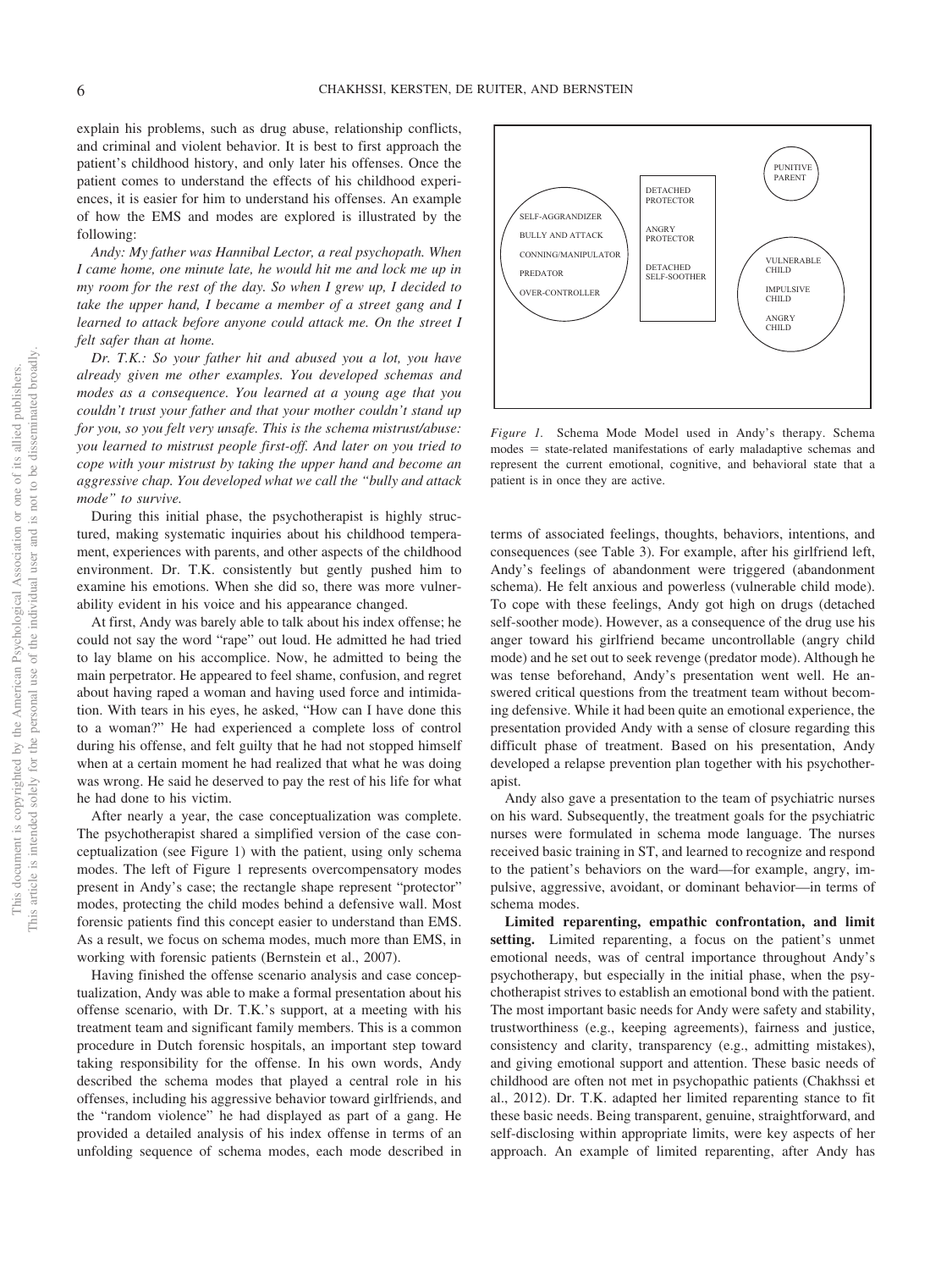explain his problems, such as drug abuse, relationship conflicts, and criminal and violent behavior. It is best to first approach the patient's childhood history, and only later his offenses. Once the patient comes to understand the effects of his childhood experiences, it is easier for him to understand his offenses. An example of how the EMS and modes are explored is illustrated by the following:

*Andy: My father was Hannibal Lector, a real psychopath. When I came home, one minute late, he would hit me and lock me up in my room for the rest of the day. So when I grew up, I decided to take the upper hand, I became a member of a street gang and I learned to attack before anyone could attack me. On the street I felt safer than at home.*

*Dr. T.K.: So your father hit and abused you a lot, you have already given me other examples. You developed schemas and modes as a consequence. You learned at a young age that you couldn't trust your father and that your mother couldn't stand up for you, so you felt very unsafe. This is the schema mistrust/abuse: you learned to mistrust people first-off. And later on you tried to cope with your mistrust by taking the upper hand and become an aggressive chap. You developed what we call the "bully and attack mode" to survive.*

During this initial phase, the psychotherapist is highly structured, making systematic inquiries about his childhood temperament, experiences with parents, and other aspects of the childhood environment. Dr. T.K. consistently but gently pushed him to examine his emotions. When she did so, there was more vulnerability evident in his voice and his appearance changed.

At first, Andy was barely able to talk about his index offense; he could not say the word "rape" out loud. He admitted he had tried to lay blame on his accomplice. Now, he admitted to being the main perpetrator. He appeared to feel shame, confusion, and regret about having raped a woman and having used force and intimidation. With tears in his eyes, he asked, "How can I have done this to a woman?" He had experienced a complete loss of control during his offense, and felt guilty that he had not stopped himself when at a certain moment he had realized that what he was doing was wrong. He said he deserved to pay the rest of his life for what he had done to his victim.

After nearly a year, the case conceptualization was complete. The psychotherapist shared a simplified version of the case conceptualization (see Figure 1) with the patient, using only schema modes. The left of Figure 1 represents overcompensatory modes present in Andy's case; the rectangle shape represent "protector" modes, protecting the child modes behind a defensive wall. Most forensic patients find this concept easier to understand than EMS. As a result, we focus on schema modes, much more than EMS, in working with forensic patients (Bernstein et al., 2007).

Having finished the offense scenario analysis and case conceptualization, Andy was able to make a formal presentation about his offense scenario, with Dr. T.K.'s support, at a meeting with his treatment team and significant family members. This is a common procedure in Dutch forensic hospitals, an important step toward taking responsibility for the offense. In his own words, Andy described the schema modes that played a central role in his offenses, including his aggressive behavior toward girlfriends, and the "random violence" he had displayed as part of a gang. He provided a detailed analysis of his index offense in terms of an unfolding sequence of schema modes, each mode described in terms of associated feelings, thoughts, behaviors, intentions, and consequences (see Table 3). For example, after his girlfriend left, Andy's feelings of abandonment were triggered (abandonment schema). He felt anxious and powerless (vulnerable child mode). To cope with these feelings, Andy got high on drugs (detached self-soother mode). However, as a consequence of the drug use his anger toward his girlfriend became uncontrollable (angry child mode) and he set out to seek revenge (predator mode). Although he was tense beforehand, Andy's presentation went well. He answered critical questions from the treatment team without becoming defensive. While it had been quite an emotional experience, the presentation provided Andy with a sense of closure regarding this difficult phase of treatment. Based on his presentation, Andy developed a relapse prevention plan together with his psychotherapist.

PUNITIVE PARENT

SELF-AGGRANDIZER
BULLY AND ATTACK
CONNING/MANIPULATOR
PREDATOR
OVER-CONTROLLER

DETACHED PROTECTOR
ANGRY PROTECTOR
DETACHED SELF-SOOTHER

VULNERABLE CHILD
IMPULSIVE CHILD
ANGRY CHILD

*Figure 1.* Schema Mode Model used in Andy's therapy. Schema modes = state-related manifestations of early maladaptive schemas and represent the current emotional, cognitive, and behavioral state that a patient is in once they are active.

Andy also gave a presentation to the team of psychiatric nurses on his ward. Subsequently, the treatment goals for the psychiatric nurses were formulated in schema mode language. The nurses received basic training in ST, and learned to recognize and respond to the patient's behaviors on the ward—for example, angry, impulsive, aggressive, avoidant, or dominant behavior—in terms of schema modes.

**Limited reparenting, empathic confrontation, and limit setting.** Limited reparenting, a focus on the patient's unmet emotional needs, was of central importance throughout Andy's psychotherapy, but especially in the initial phase, when the psychotherapist strives to establish an emotional bond with the patient. The most important basic needs for Andy were safety and stability, trustworthiness (e.g., keeping agreements), fairness and justice, consistency and clarity, transparency (e.g., admitting mistakes), and giving emotional support and attention. These basic needs of childhood are often not met in psychopathic patients (Chakhssi et al., 2012). Dr. T.K. adapted her limited reparenting stance to fit these basic needs. Being transparent, genuine, straightforward, and self-disclosing within appropriate limits, were key aspects of her approach. An example of limited reparenting, after Andy has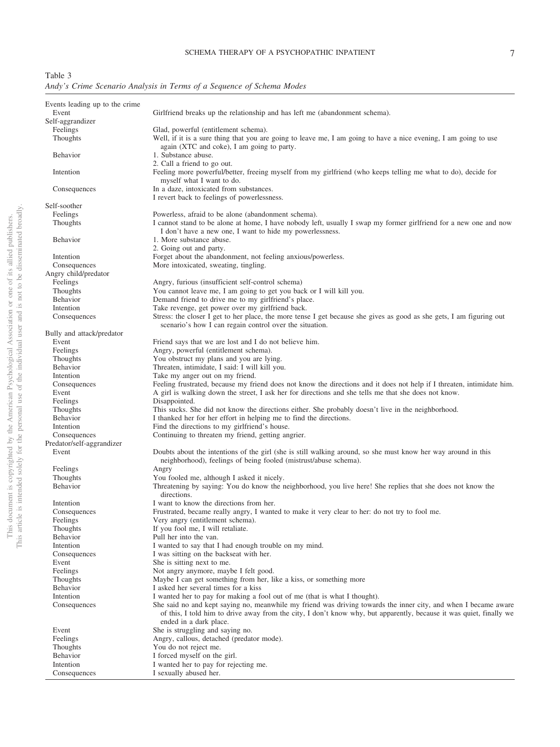Table 3
*Andy's Crime Scenario Analysis in Terms of a Sequence of Schema Modes*

| | |
|---|---|
| Events leading up to the crime | |
| Event | Girlfriend breaks up the relationship and has left me (abandonment schema). |
| Self-aggrandizer | |
| Feelings | Glad, powerful (entitlement schema). |
| Thoughts | Well, if it is a sure thing that you are going to leave me, I am going to have a nice evening, I am going to use again (XTC and coke), I am going to party. |
| Behavior | 1. Substance abuse.<br>2. Call a friend to go out. |
| Intention | Feeling more powerful/better, freeing myself from my girlfriend (who keeps telling me what to do), decide for myself what I want to do. |
| Consequences | In a daze, intoxicated from substances.<br>I revert back to feelings of powerlessness. |
| Self-soother | |
| Feelings | Powerless, afraid to be alone (abandonment schema). |
| Thoughts | I cannot stand to be alone at home, I have nobody left, usually I swap my former girlfriend for a new one and now I don't have a new one, I want to hide my powerlessness. |
| Behavior | 1. More substance abuse.<br>2. Going out and party. |
| Intention | Forget about the abandonment, not feeling anxious/powerless. |
| Consequences | More intoxicated, sweating, tingling. |
| Angry child/predator | |
| Feelings | Angry, furious (insufficient self-control schema) |
| Thoughts | You cannot leave me, I am going to get you back or I will kill you. |
| Behavior | Demand friend to drive me to my girlfriend's place. |
| Intention | Take revenge, get power over my girlfriend back. |
| Consequences | Stress: the closer I get to her place, the more tense I get because she gives as good as she gets, I am figuring out scenario's how I can regain control over the situation. |
| Bully and attack/predator | |
| Event | Friend says that we are lost and I do not believe him. |
| Feelings | Angry, powerful (entitlement schema). |
| Thoughts | You obstruct my plans and you are lying. |
| Behavior | Threaten, intimidate, I said: I will kill you. |
| Intention | Take my anger out on my friend. |
| Consequences | Feeling frustrated, because my friend does not know the directions and it does not help if I threaten, intimidate him. |
| Event | A girl is walking down the street, I ask her for directions and she tells me that she does not know. |
| Feelings | Disappointed. |
| Thoughts | This sucks. She did not know the directions either. She probably doesn't live in the neighborhood. |
| Behavior | I thanked her for her effort in helping me to find the directions. |
| Intention | Find the directions to my girlfriend's house. |
| Consequences | Continuing to threaten my friend, getting angrier. |
| Predator/self-aggrandizer | |
| Event | Doubts about the intentions of the girl (she is still walking around, so she must know her way around in this neighborhood), feelings of being fooled (mistrust/abuse schema). |
| Feelings | Angry |
| Thoughts | You fooled me, although I asked it nicely. |
| Behavior | Threatening by saying: You do know the neighborhood, you live here! She replies that she does not know the directions. |
| Intention | I want to know the directions from her. |
| Consequences | Frustrated, became really angry, I wanted to make it very clear to her: do not try to fool me. |
| Feelings | Very angry (entitlement schema). |
| Thoughts | If you fool me, I will retaliate. |
| Behavior | Pull her into the van. |
| Intention | I wanted to say that I had enough trouble on my mind. |
| Consequences | I was sitting on the backseat with her. |
| Event | She is sitting next to me. |
| Feelings | Not angry anymore, maybe I felt good. |
| Thoughts | Maybe I can get something from her, like a kiss, or something more |
| Behavior | I asked her several times for a kiss |
| Intention | I wanted her to pay for making a fool out of me (that is what I thought). |
| Consequences | She said no and kept saying no, meanwhile my friend was driving towards the inner city, and when I became aware of this, I told him to drive away from the city, I don't know why, but apparently, because it was quiet, finally we ended in a dark place. |
| Event | She is struggling and saying no. |
| Feelings | Angry, callous, detached (predator mode). |
| Thoughts | You do not reject me. |
| Behavior | I forced myself on the girl. |
| Intention | I wanted her to pay for rejecting me. |
| Consequences | I sexually abused her. |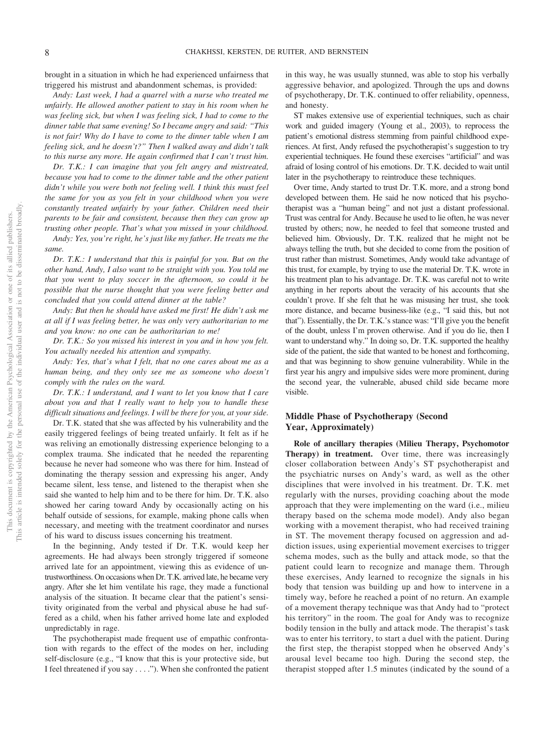brought in a situation in which he had experienced unfairness that triggered his mistrust and abandonment schemas, is provided:

*Andy: Last week, I had a quarrel with a nurse who treated me unfairly. He allowed another patient to stay in his room when he was feeling sick, but when I was feeling sick, I had to come to the dinner table that same evening! So I became angry and said: "This is not fair! Why do I have to come to the dinner table when I am feeling sick, and he doesn't?" Then I walked away and didn't talk to this nurse any more. He again confirmed that I can't trust him.*

*Dr. T.K.: I can imagine that you felt angry and mistreated, because you had to come to the dinner table and the other patient didn't while you were both not feeling well. I think this must feel the same for you as you felt in your childhood when you were constantly treated unfairly by your father. Children need their parents to be fair and consistent, because then they can grow up trusting other people. That's what you missed in your childhood.*

*Andy: Yes, you're right, he's just like my father. He treats me the same.*

*Dr. T.K.: I understand that this is painful for you. But on the other hand, Andy, I also want to be straight with you. You told me that you went to play soccer in the afternoon, so could it be possible that the nurse thought that you were feeling better and concluded that you could attend dinner at the table?*

*Andy: But then he should have asked me first! He didn't ask me at all if I was feeling better, he was only very authoritarian to me and you know: no one can be authoritarian to me!*

*Dr. T.K.: So you missed his interest in you and in how you felt. You actually needed his attention and sympathy.*

*Andy: Yes, that's what I felt, that no one cares about me as a human being, and they only see me as someone who doesn't comply with the rules on the ward.*

*Dr. T.K.: I understand, and I want to let you know that I care about you and that I really want to help you to handle these difficult situations and feelings. I will be there for you, at your side.*

Dr. T.K. stated that she was affected by his vulnerability and the easily triggered feelings of being treated unfairly. It felt as if he was reliving an emotionally distressing experience belonging to a complex trauma. She indicated that he needed the reparenting because he never had someone who was there for him. Instead of dominating the therapy session and expressing his anger, Andy became silent, less tense, and listened to the therapist when she said she wanted to help him and to be there for him. Dr. T.K. also showed her caring toward Andy by occasionally acting on his behalf outside of sessions, for example, making phone calls when necessary, and meeting with the treatment coordinator and nurses of his ward to discuss issues concerning his treatment.

In the beginning, Andy tested if Dr. T.K. would keep her agreements. He had always been strongly triggered if someone arrived late for an appointment, viewing this as evidence of untrustworthiness. On occasions when Dr. T.K. arrived late, he became very angry. After she let him ventilate his rage, they made a functional analysis of the situation. It became clear that the patient's sensitivity originated from the verbal and physical abuse he had suffered as a child, when his father arrived home late and exploded unpredictably in rage.

The psychotherapist made frequent use of empathic confrontation with regards to the effect of the modes on her, including self-disclosure (e.g., "I know that this is your protective side, but I feel threatened if you say . . . ."). When she confronted the patient in this way, he was usually stunned, was able to stop his verbally aggressive behavior, and apologized. Through the ups and downs of psychotherapy, Dr. T.K. continued to offer reliability, openness, and honesty.

ST makes extensive use of experiential techniques, such as chair work and guided imagery (Young et al., 2003), to reprocess the patient's emotional distress stemming from painful childhood experiences. At first, Andy refused the psychotherapist's suggestion to try experiential techniques. He found these exercises "artificial" and was afraid of losing control of his emotions. Dr. T.K. decided to wait until later in the psychotherapy to reintroduce these techniques.

Over time, Andy started to trust Dr. T.K. more, and a strong bond developed between them. He said he now noticed that his psychotherapist was a "human being" and not just a distant professional. Trust was central for Andy. Because he used to lie often, he was never trusted by others; now, he needed to feel that someone trusted and believed him. Obviously, Dr. T.K. realized that he might not be always telling the truth, but she decided to come from the position of trust rather than mistrust. Sometimes, Andy would take advantage of this trust, for example, by trying to use the material Dr. T.K. wrote in his treatment plan to his advantage. Dr. T.K. was careful not to write anything in her reports about the veracity of his accounts that she couldn't prove. If she felt that he was misusing her trust, she took more distance, and became business-like (e.g., "I said this, but not that"). Essentially, the Dr. T.K.'s stance was: "I'll give you the benefit of the doubt, unless I'm proven otherwise. And if you do lie, then I want to understand why." In doing so, Dr. T.K. supported the healthy side of the patient, the side that wanted to be honest and forthcoming, and that was beginning to show genuine vulnerability. While in the first year his angry and impulsive sides were more prominent, during the second year, the vulnerable, abused child side became more visible.

## Middle Phase of Psychotherapy (Second Year, Approximately)

**Role of ancillary therapies (Milieu Therapy, Psychomotor Therapy) in treatment.** Over time, there was increasingly closer collaboration between Andy's ST psychotherapist and the psychiatric nurses on Andy's ward, as well as the other disciplines that were involved in his treatment. Dr. T.K. met regularly with the nurses, providing coaching about the mode approach that they were implementing on the ward (i.e., milieu therapy based on the schema mode model). Andy also began working with a movement therapist, who had received training in ST. The movement therapy focused on aggression and addiction issues, using experiential movement exercises to trigger schema modes, such as the bully and attack mode, so that the patient could learn to recognize and manage them. Through these exercises, Andy learned to recognize the signals in his body that tension was building up and how to intervene in a timely way, before he reached a point of no return. An example of a movement therapy technique was that Andy had to "protect his territory" in the room. The goal for Andy was to recognize bodily tension in the bully and attack mode. The therapist's task was to enter his territory, to start a duel with the patient. During the first step, the therapist stopped when he observed Andy's arousal level became too high. During the second step, the therapist stopped after 1.5 minutes (indicated by the sound of a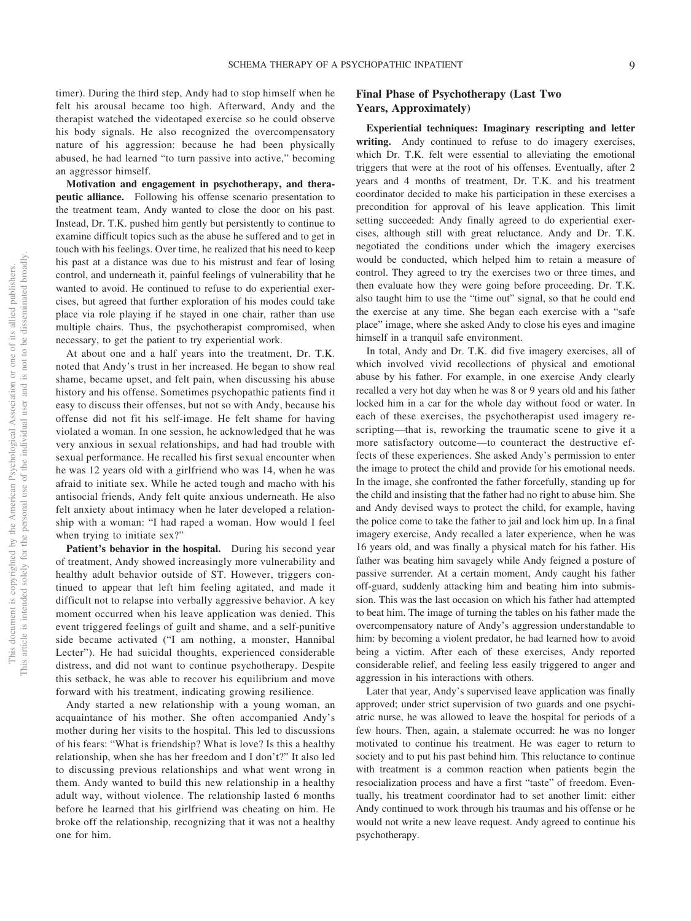timer). During the third step, Andy had to stop himself when he felt his arousal became too high. Afterward, Andy and the therapist watched the videotaped exercise so he could observe his body signals. He also recognized the overcompensatory nature of his aggression: because he had been physically abused, he had learned "to turn passive into active," becoming an aggressor himself.

**Motivation and engagement in psychotherapy, and therapeutic alliance.** Following his offense scenario presentation to the treatment team, Andy wanted to close the door on his past. Instead, Dr. T.K. pushed him gently but persistently to continue to examine difficult topics such as the abuse he suffered and to get in touch with his feelings. Over time, he realized that his need to keep his past at a distance was due to his mistrust and fear of losing control, and underneath it, painful feelings of vulnerability that he wanted to avoid. He continued to refuse to do experiential exercises, but agreed that further exploration of his modes could take place via role playing if he stayed in one chair, rather than use multiple chairs. Thus, the psychotherapist compromised, when necessary, to get the patient to try experiential work.

At about one and a half years into the treatment, Dr. T.K. noted that Andy's trust in her increased. He began to show real shame, became upset, and felt pain, when discussing his abuse history and his offense. Sometimes psychopathic patients find it easy to discuss their offenses, but not so with Andy, because his offense did not fit his self-image. He felt shame for having violated a woman. In one session, he acknowledged that he was very anxious in sexual relationships, and had had trouble with sexual performance. He recalled his first sexual encounter when he was 12 years old with a girlfriend who was 14, when he was afraid to initiate sex. While he acted tough and macho with his antisocial friends, Andy felt quite anxious underneath. He also felt anxiety about intimacy when he later developed a relationship with a woman: "I had raped a woman. How would I feel when trying to initiate sex?"

**Patient's behavior in the hospital.** During his second year of treatment, Andy showed increasingly more vulnerability and healthy adult behavior outside of ST. However, triggers continued to appear that left him feeling agitated, and made it difficult not to relapse into verbally aggressive behavior. A key moment occurred when his leave application was denied. This event triggered feelings of guilt and shame, and a self-punitive side became activated ("I am nothing, a monster, Hannibal Lecter"). He had suicidal thoughts, experienced considerable distress, and did not want to continue psychotherapy. Despite this setback, he was able to recover his equilibrium and move forward with his treatment, indicating growing resilience.

Andy started a new relationship with a young woman, an acquaintance of his mother. She often accompanied Andy's mother during her visits to the hospital. This led to discussions of his fears: "What is friendship? What is love? Is this a healthy relationship, when she has her freedom and I don't?" It also led to discussing previous relationships and what went wrong in them. Andy wanted to build this new relationship in a healthy adult way, without violence. The relationship lasted 6 months before he learned that his girlfriend was cheating on him. He broke off the relationship, recognizing that it was not a healthy one for him.

### Final Phase of Psychotherapy (Last Two Years, Approximately)

**Experiential techniques: Imaginary rescripting and letter writing.** Andy continued to refuse to do imagery exercises, which Dr. T.K. felt were essential to alleviating the emotional triggers that were at the root of his offenses. Eventually, after 2 years and 4 months of treatment, Dr. T.K. and his treatment coordinator decided to make his participation in these exercises a precondition for approval of his leave application. This limit setting succeeded: Andy finally agreed to do experiential exercises, although still with great reluctance. Andy and Dr. T.K. negotiated the conditions under which the imagery exercises would be conducted, which helped him to retain a measure of control. They agreed to try the exercises two or three times, and then evaluate how they were going before proceeding. Dr. T.K. also taught him to use the "time out" signal, so that he could end the exercise at any time. She began each exercise with a "safe place" image, where she asked Andy to close his eyes and imagine himself in a tranquil safe environment.

In total, Andy and Dr. T.K. did five imagery exercises, all of which involved vivid recollections of physical and emotional abuse by his father. For example, in one exercise Andy clearly recalled a very hot day when he was 8 or 9 years old and his father locked him in a car for the whole day without food or water. In each of these exercises, the psychotherapist used imagery rescripting—that is, reworking the traumatic scene to give it a more satisfactory outcome—to counteract the destructive effects of these experiences. She asked Andy's permission to enter the image to protect the child and provide for his emotional needs. In the image, she confronted the father forcefully, standing up for the child and insisting that the father had no right to abuse him. She and Andy devised ways to protect the child, for example, having the police come to take the father to jail and lock him up. In a final imagery exercise, Andy recalled a later experience, when he was 16 years old, and was finally a physical match for his father. His father was beating him savagely while Andy feigned a posture of passive surrender. At a certain moment, Andy caught his father off-guard, suddenly attacking him and beating him into submission. This was the last occasion on which his father had attempted to beat him. The image of turning the tables on his father made the overcompensatory nature of Andy's aggression understandable to him: by becoming a violent predator, he had learned how to avoid being a victim. After each of these exercises, Andy reported considerable relief, and feeling less easily triggered to anger and aggression in his interactions with others.

Later that year, Andy's supervised leave application was finally approved; under strict supervision of two guards and one psychiatric nurse, he was allowed to leave the hospital for periods of a few hours. Then, again, a stalemate occurred: he was no longer motivated to continue his treatment. He was eager to return to society and to put his past behind him. This reluctance to continue with treatment is a common reaction when patients begin the resocialization process and have a first "taste" of freedom. Eventually, his treatment coordinator had to set another limit: either Andy continued to work through his traumas and his offense or he would not write a new leave request. Andy agreed to continue his psychotherapy.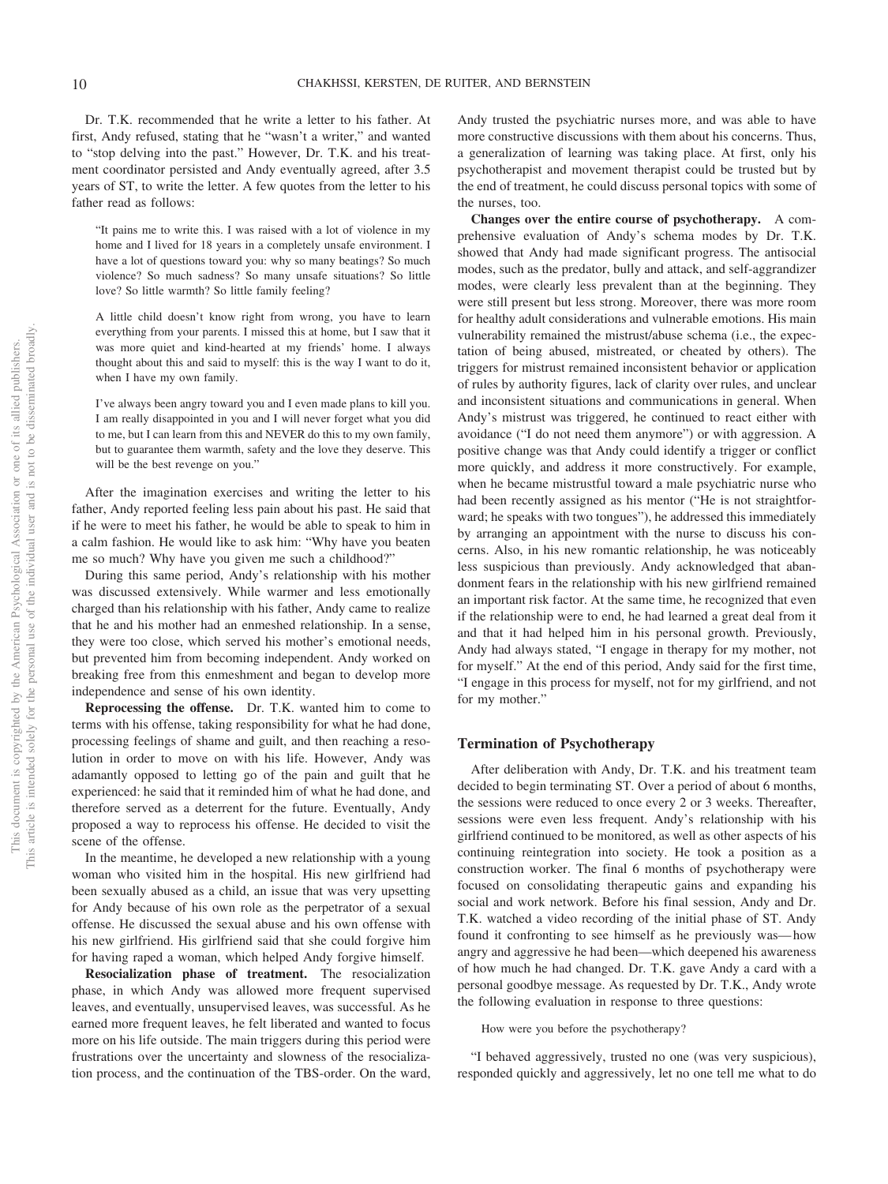Dr. T.K. recommended that he write a letter to his father. At first, Andy refused, stating that he "wasn't a writer," and wanted to "stop delving into the past." However, Dr. T.K. and his treatment coordinator persisted and Andy eventually agreed, after 3.5 years of ST, to write the letter. A few quotes from the letter to his father read as follows:

> "It pains me to write this. I was raised with a lot of violence in my home and I lived for 18 years in a completely unsafe environment. I have a lot of questions toward you: why so many beatings? So much violence? So much sadness? So many unsafe situations? So little love? So little warmth? So little family feeling?
>
> A little child doesn't know right from wrong, you have to learn everything from your parents. I missed this at home, but I saw that it was more quiet and kind-hearted at my friends' home. I always thought about this and said to myself: this is the way I want to do it, when I have my own family.
>
> I've always been angry toward you and I even made plans to kill you. I am really disappointed in you and I will never forget what you did to me, but I can learn from this and NEVER do this to my own family, but to guarantee them warmth, safety and the love they deserve. This will be the best revenge on you."

After the imagination exercises and writing the letter to his father, Andy reported feeling less pain about his past. He said that if he were to meet his father, he would be able to speak to him in a calm fashion. He would like to ask him: "Why have you beaten me so much? Why have you given me such a childhood?"

During this same period, Andy's relationship with his mother was discussed extensively. While warmer and less emotionally charged than his relationship with his father, Andy came to realize that he and his mother had an enmeshed relationship. In a sense, they were too close, which served his mother's emotional needs, but prevented him from becoming independent. Andy worked on breaking free from this enmeshment and began to develop more independence and sense of his own identity.

**Reprocessing the offense.** Dr. T.K. wanted him to come to terms with his offense, taking responsibility for what he had done, processing feelings of shame and guilt, and then reaching a resolution in order to move on with his life. However, Andy was adamantly opposed to letting go of the pain and guilt that he experienced: he said that it reminded him of what he had done, and therefore served as a deterrent for the future. Eventually, Andy proposed a way to reprocess his offense. He decided to visit the scene of the offense.

In the meantime, he developed a new relationship with a young woman who visited him in the hospital. His new girlfriend had been sexually abused as a child, an issue that was very upsetting for Andy because of his own role as the perpetrator of a sexual offense. He discussed the sexual abuse and his own offense with his new girlfriend. His girlfriend said that she could forgive him for having raped a woman, which helped Andy forgive himself.

**Resocialization phase of treatment.** The resocialization phase, in which Andy was allowed more frequent supervised leaves, and eventually, unsupervised leaves, was successful. As he earned more frequent leaves, he felt liberated and wanted to focus more on his life outside. The main triggers during this period were frustrations over the uncertainty and slowness of the resocialization process, and the continuation of the TBS-order. On the ward, Andy trusted the psychiatric nurses more, and was able to have more constructive discussions with them about his concerns. Thus, a generalization of learning was taking place. At first, only his psychotherapist and movement therapist could be trusted but by the end of treatment, he could discuss personal topics with some of the nurses, too.

**Changes over the entire course of psychotherapy.** A comprehensive evaluation of Andy's schema modes by Dr. T.K. showed that Andy had made significant progress. The antisocial modes, such as the predator, bully and attack, and self-aggrandizer modes, were clearly less prevalent than at the beginning. They were still present but less strong. Moreover, there was more room for healthy adult considerations and vulnerable emotions. His main vulnerability remained the mistrust/abuse schema (i.e., the expectation of being abused, mistreated, or cheated by others). The triggers for mistrust remained inconsistent behavior or application of rules by authority figures, lack of clarity over rules, and unclear and inconsistent situations and communications in general. When Andy's mistrust was triggered, he continued to react either with avoidance ("I do not need them anymore") or with aggression. A positive change was that Andy could identify a trigger or conflict more quickly, and address it more constructively. For example, when he became mistrustful toward a male psychiatric nurse who had been recently assigned as his mentor ("He is not straightforward; he speaks with two tongues"), he addressed this immediately by arranging an appointment with the nurse to discuss his concerns. Also, in his new romantic relationship, he was noticeably less suspicious than previously. Andy acknowledged that abandonment fears in the relationship with his new girlfriend remained an important risk factor. At the same time, he recognized that even if the relationship were to end, he had learned a great deal from it and that it had helped him in his personal growth. Previously, Andy had always stated, "I engage in therapy for my mother, not for myself." At the end of this period, Andy said for the first time, "I engage in this process for myself, not for my girlfriend, and not for my mother."

## Termination of Psychotherapy

After deliberation with Andy, Dr. T.K. and his treatment team decided to begin terminating ST. Over a period of about 6 months, the sessions were reduced to once every 2 or 3 weeks. Thereafter, sessions were even less frequent. Andy's relationship with his girlfriend continued to be monitored, as well as other aspects of his continuing reintegration into society. He took a position as a construction worker. The final 6 months of psychotherapy were focused on consolidating therapeutic gains and expanding his social and work network. Before his final session, Andy and Dr. T.K. watched a video recording of the initial phase of ST. Andy found it confronting to see himself as he previously was—how angry and aggressive he had been—which deepened his awareness of how much he had changed. Dr. T.K. gave Andy a card with a personal goodbye message. As requested by Dr. T.K., Andy wrote the following evaluation in response to three questions:

> How were you before the psychotherapy?

"I behaved aggressively, trusted no one (was very suspicious), responded quickly and aggressively, let no one tell me what to do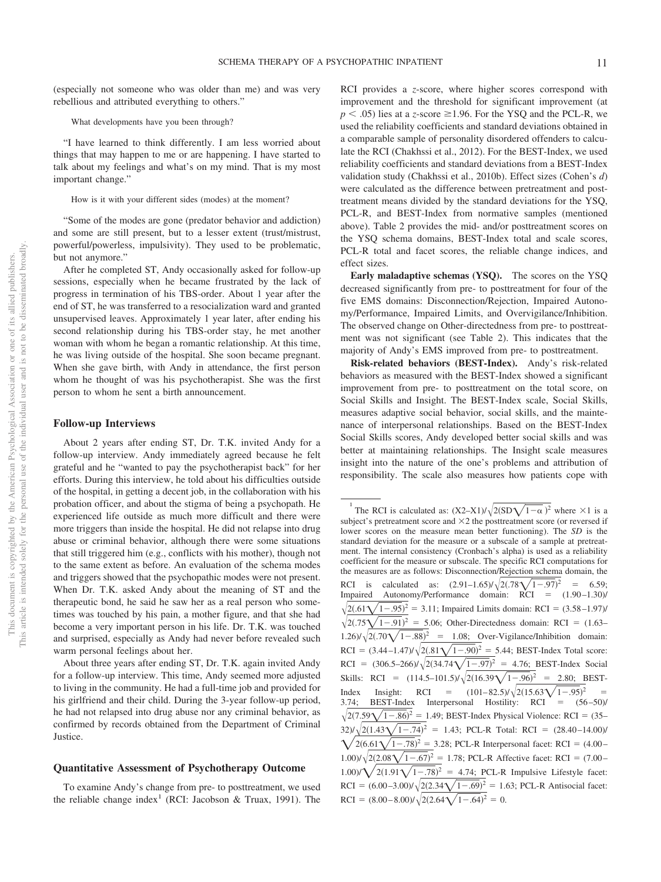(especially not someone who was older than me) and was very rebellious and attributed everything to others."

What developments have you been through?

"I have learned to think differently. I am less worried about things that may happen to me or are happening. I have started to talk about my feelings and what's on my mind. That is my most important change."

How is it with your different sides (modes) at the moment?

"Some of the modes are gone (predator behavior and addiction) and some are still present, but to a lesser extent (trust/mistrust, powerful/powerless, impulsivity). They used to be problematic, but not anymore."

After he completed ST, Andy occasionally asked for follow-up sessions, especially when he became frustrated by the lack of progress in termination of his TBS-order. About 1 year after the end of ST, he was transferred to a resocialization ward and granted unsupervised leaves. Approximately 1 year later, after ending his second relationship during his TBS-order stay, he met another woman with whom he began a romantic relationship. At this time, he was living outside of the hospital. She soon became pregnant. When she gave birth, with Andy in attendance, the first person whom he thought of was his psychotherapist. She was the first person to whom he sent a birth announcement.

## Follow-up Interviews

About 2 years after ending ST, Dr. T.K. invited Andy for a follow-up interview. Andy immediately agreed because he felt grateful and he "wanted to pay the psychotherapist back" for her efforts. During this interview, he told about his difficulties outside of the hospital, in getting a decent job, in the collaboration with his probation officer, and about the stigma of being a psychopath. He experienced life outside as much more difficult and there were more triggers than inside the hospital. He did not relapse into drug abuse or criminal behavior, although there were some situations that still triggered him (e.g., conflicts with his mother), though not to the same extent as before. An evaluation of the schema modes and triggers showed that the psychopathic modes were not present. When Dr. T.K. asked Andy about the meaning of ST and the therapeutic bond, he said he saw her as a real person who sometimes was touched by his pain, a mother figure, and that she had become a very important person in his life. Dr. T.K. was touched and surprised, especially as Andy had never before revealed such warm personal feelings about her.

About three years after ending ST, Dr. T.K. again invited Andy for a follow-up interview. This time, Andy seemed more adjusted to living in the community. He had a full-time job and provided for his girlfriend and their child. During the 3-year follow-up period, he had not relapsed into drug abuse nor any criminal behavior, as confirmed by records obtained from the Department of Criminal Justice.

## Quantitative Assessment of Psychotherapy Outcome

To examine Andy's change from pre- to posttreatment, we used the reliable change index[1] (RCI: Jacobson & Truax, 1991). The RCI provides a *z*-score, where higher scores correspond with improvement and the threshold for significant improvement (at $p < .05$) lies at a *z*-score $\geq 1.96$. For the YSQ and the PCL-R, we used the reliability coefficients and standard deviations obtained in a comparable sample of personality disordered offenders to calculate the RCI (Chakhssi et al., 2012). For the BEST-Index, we used reliability coefficients and standard deviations from a BEST-Index validation study (Chakhssi et al., 2010b). Effect sizes (Cohen's *d*) were calculated as the difference between pretreatment and posttreatment means divided by the standard deviations for the YSQ, PCL-R, and BEST-Index from normative samples (mentioned above). Table 2 provides the mid- and/or posttreatment scores on the YSQ schema domains, BEST-Index total and scale scores, PCL-R total and facet scores, the reliable change indices, and effect sizes.

**Early maladaptive schemas (YSQ).** The scores on the YSQ decreased significantly from pre- to posttreatment for four of the five EMS domains: Disconnection/Rejection, Impaired Autonomy/Performance, Impaired Limits, and Overvigilance/Inhibition. The observed change on Other-directedness from pre- to posttreatment was not significant (see Table 2). This indicates that the majority of Andy's EMS improved from pre- to posttreatment.

**Risk-related behaviors (BEST-Index).** Andy's risk-related behaviors as measured with the BEST-Index showed a significant improvement from pre- to posttreatment on the total score, on Social Skills and Insight. The BEST-Index scale, Social Skills, measures adaptive social behavior, social skills, and the maintenance of interpersonal relationships. Based on the BEST-Index Social Skills scores, Andy developed better social skills and was better at maintaining relationships. The Insight scale measures insight into the nature of the one's problems and attribution of responsibility. The scale also measures how patients cope with

---

[1] The RCI is calculated as: $(X2–X1)/\sqrt{2(SD\sqrt{1-\alpha})^2}$ where ×1 is a subject's pretreatment score and ×2 the posttreatment score (or reversed if lower scores on the measure mean better functioning). The *SD* is the standard deviation for the measure or a subscale of a sample at pretreatment. The internal consistency (Cronbach's alpha) is used as a reliability coefficient for the measure or subscale. The specific RCI computations for the measures are as follows: Disconnection/Rejection schema domain, the RCI is calculated as: $(2.91–1.65)/\sqrt{2(.78\sqrt{1-.97})^2} = 6.59$; Impaired Autonomy/Performance domain: RCI $= (1.90–1.30)/\sqrt{2(.61\sqrt{1-.95})^2} = 3.11$; Impaired Limits domain: RCI $= (3.58–1.97)/\sqrt{2(.75\sqrt{1-.91})^2} = 5.06$; Other-Directedness domain: RCI $= (1.63–1.26)/\sqrt{2(.70\sqrt{1-.88})^2} = 1.08$; Over-Vigilance/Inhibition domain: RCI $= (3.44–1.47)/\sqrt{2(.81\sqrt{1-.90})^2} = 5.44$; BEST-Index Total score: RCI $= (306.5–266)/\sqrt{2(34.74\sqrt{1-.97})^2} = 4.76$; BEST-Index Social Skills: RCI $= (114.5–101.5)/\sqrt{2(16.39\sqrt{1-.96})^2} = 2.80$; BEST-Index Insight: RCI $= (101–82.5)/\sqrt{2(15.63\sqrt{1-.95})^2} = 3.74$; BEST-Index Interpersonal Hostility: RCI $= (56–50)/\sqrt{2(7.59\sqrt{1-.86})^2} = 1.49$; BEST-Index Physical Violence: RCI $= (35–32)/\sqrt{2(1.43\sqrt{1-.74})^2} = 1.43$; PCL-R Total: RCI $= (28.40–14.00)/\sqrt{2(6.61\sqrt{1-.78})^2} = 3.28$; PCL-R Interpersonal facet: RCI $= (4.00–1.00)/\sqrt{2(2.08\sqrt{1-.67})^2} = 1.78$; PCL-R Affective facet: RCI $= (7.00–1.00)/\sqrt{2(1.91\sqrt{1-.78})^2} = 4.74$; PCL-R Impulsive Lifestyle facet: RCI $= (6.00–3.00)/\sqrt{2(2.34\sqrt{1-.69})^2} = 1.63$; PCL-R Antisocial facet: RCI $= (8.00–8.00)/\sqrt{2(2.64\sqrt{1-.64})^2} = 0$.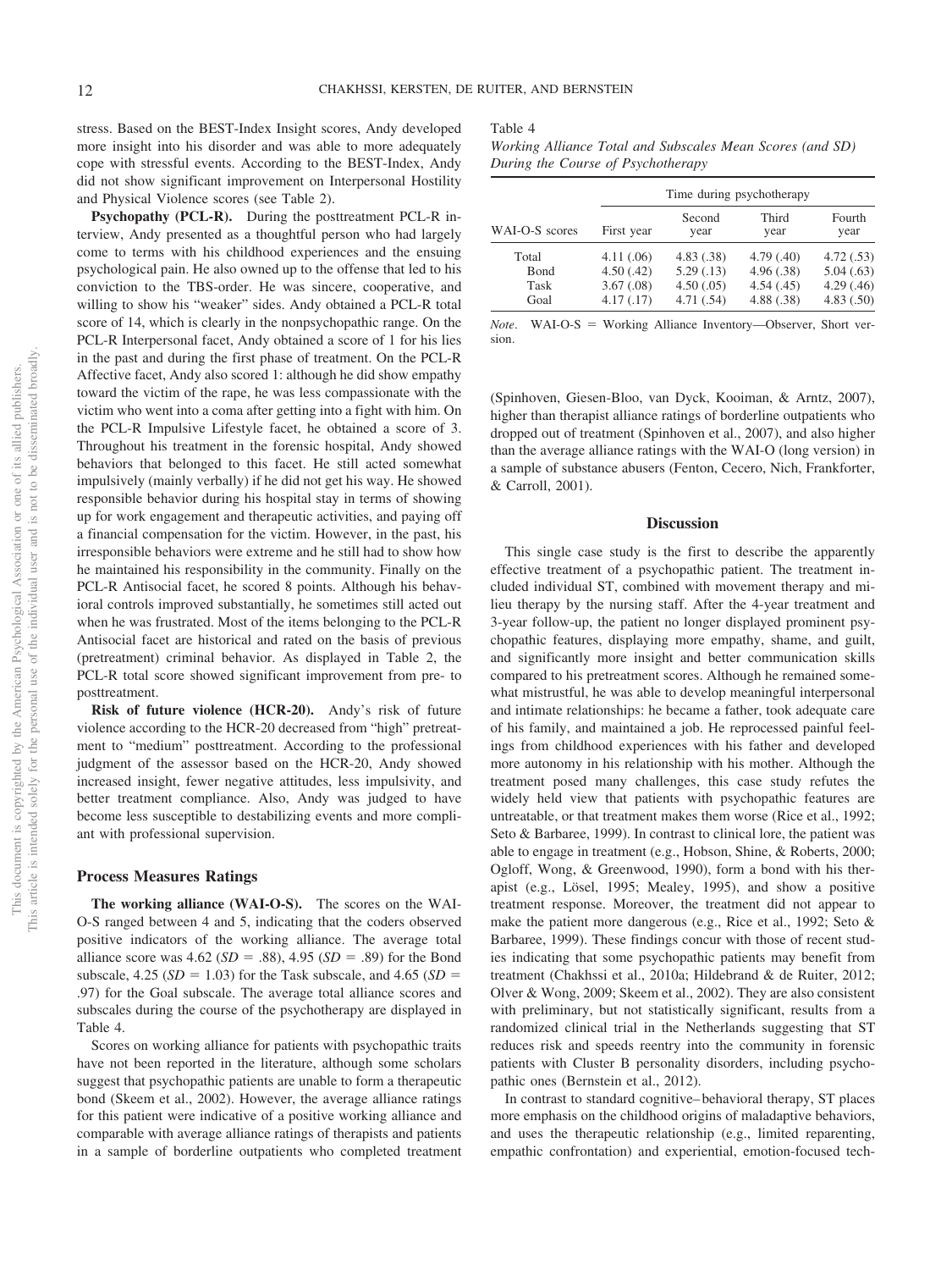stress. Based on the BEST-Index Insight scores, Andy developed more insight into his disorder and was able to more adequately cope with stressful events. According to the BEST-Index, Andy did not show significant improvement on Interpersonal Hostility and Physical Violence scores (see Table 2).

**Psychopathy (PCL-R).** During the posttreatment PCL-R interview, Andy presented as a thoughtful person who had largely come to terms with his childhood experiences and the ensuing psychological pain. He also owned up to the offense that led to his conviction to the TBS-order. He was sincere, cooperative, and willing to show his "weaker" sides. Andy obtained a PCL-R total score of 14, which is clearly in the nonpsychopathic range. On the PCL-R Interpersonal facet, Andy obtained a score of 1 for his lies in the past and during the first phase of treatment. On the PCL-R Affective facet, Andy also scored 1: although he did show empathy toward the victim of the rape, he was less compassionate with the victim who went into a coma after getting into a fight with him. On the PCL-R Impulsive Lifestyle facet, he obtained a score of 3. Throughout his treatment in the forensic hospital, Andy showed behaviors that belonged to this facet. He still acted somewhat impulsively (mainly verbally) if he did not get his way. He showed responsible behavior during his hospital stay in terms of showing up for work engagement and therapeutic activities, and paying off a financial compensation for the victim. However, in the past, his irresponsible behaviors were extreme and he still had to show how he maintained his responsibility in the community. Finally on the PCL-R Antisocial facet, he scored 8 points. Although his behavioral controls improved substantially, he sometimes still acted out when he was frustrated. Most of the items belonging to the PCL-R Antisocial facet are historical and rated on the basis of previous (pretreatment) criminal behavior. As displayed in Table 2, the PCL-R total score showed significant improvement from pre- to posttreatment.

**Risk of future violence (HCR-20).** Andy's risk of future violence according to the HCR-20 decreased from "high" pretreatment to "medium" posttreatment. According to the professional judgment of the assessor based on the HCR-20, Andy showed increased insight, fewer negative attitudes, less impulsivity, and better treatment compliance. Also, Andy was judged to have become less susceptible to destabilizing events and more compliant with professional supervision.

### Process Measures Ratings

**The working alliance (WAI-O-S).** The scores on the WAI-O-S ranged between 4 and 5, indicating that the coders observed positive indicators of the working alliance. The average total alliance score was 4.62 ($SD = .88$), 4.95 ($SD = .89$) for the Bond subscale, 4.25 ($SD = 1.03$) for the Task subscale, and 4.65 ($SD = .97$) for the Goal subscale. The average total alliance scores and subscales during the course of the psychotherapy are displayed in Table 4.

Scores on working alliance for patients with psychopathic traits have not been reported in the literature, although some scholars suggest that psychopathic patients are unable to form a therapeutic bond (Skeem et al., 2002). However, the average alliance ratings for this patient were indicative of a positive working alliance and comparable with average alliance ratings of therapists and patients in a sample of borderline outpatients who completed treatment (Spinhoven, Giesen-Bloo, van Dyck, Kooiman, & Arntz, 2007), higher than therapist alliance ratings of borderline outpatients who dropped out of treatment (Spinhoven et al., 2007), and also higher than the average alliance ratings with the WAI-O (long version) in a sample of substance abusers (Fenton, Cecero, Nich, Frankforter, & Carroll, 2001).

Table 4
*Working Alliance Total and Subscales Mean Scores (and SD) During the Course of Psychotherapy*

| | Time during psychotherapy | | | |
|---|---|---|---|---|
| WAI-O-S scores | First year | Second year | Third year | Fourth year |
| Total | 4.11 (.06) | 4.83 (.38) | 4.79 (.40) | 4.72 (.53) |
| Bond | 4.50 (.42) | 5.29 (.13) | 4.96 (.38) | 5.04 (.63) |
| Task | 3.67 (.08) | 4.50 (.05) | 4.54 (.45) | 4.29 (.46) |
| Goal | 4.17 (.17) | 4.71 (.54) | 4.88 (.38) | 4.83 (.50) |

*Note.* WAI-O-S = Working Alliance Inventory—Observer, Short version.

## Discussion

This single case study is the first to describe the apparently effective treatment of a psychopathic patient. The treatment included individual ST, combined with movement therapy and milieu therapy by the nursing staff. After the 4-year treatment and 3-year follow-up, the patient no longer displayed prominent psychopathic features, displaying more empathy, shame, and guilt, and significantly more insight and better communication skills compared to his pretreatment scores. Although he remained somewhat mistrustful, he was able to develop meaningful interpersonal and intimate relationships: he became a father, took adequate care of his family, and maintained a job. He reprocessed painful feelings from childhood experiences with his father and developed more autonomy in his relationship with his mother. Although the treatment posed many challenges, this case study refutes the widely held view that patients with psychopathic features are untreatable, or that treatment makes them worse (Rice et al., 1992; Seto & Barbaree, 1999). In contrast to clinical lore, the patient was able to engage in treatment (e.g., Hobson, Shine, & Roberts, 2000; Ogloff, Wong, & Greenwood, 1990), form a bond with his therapist (e.g., Lösel, 1995; Mealey, 1995), and show a positive treatment response. Moreover, the treatment did not appear to make the patient more dangerous (e.g., Rice et al., 1992; Seto & Barbaree, 1999). These findings concur with those of recent studies indicating that some psychopathic patients may benefit from treatment (Chakhssi et al., 2010a; Hildebrand & de Ruiter, 2012; Olver & Wong, 2009; Skeem et al., 2002). They are also consistent with preliminary, but not statistically significant, results from a randomized clinical trial in the Netherlands suggesting that ST reduces risk and speeds reentry into the community in forensic patients with Cluster B personality disorders, including psychopathic ones (Bernstein et al., 2012).

In contrast to standard cognitive–behavioral therapy, ST places more emphasis on the childhood origins of maladaptive behaviors, and uses the therapeutic relationship (e.g., limited reparenting, empathic confrontation) and experiential, emotion-focused tech-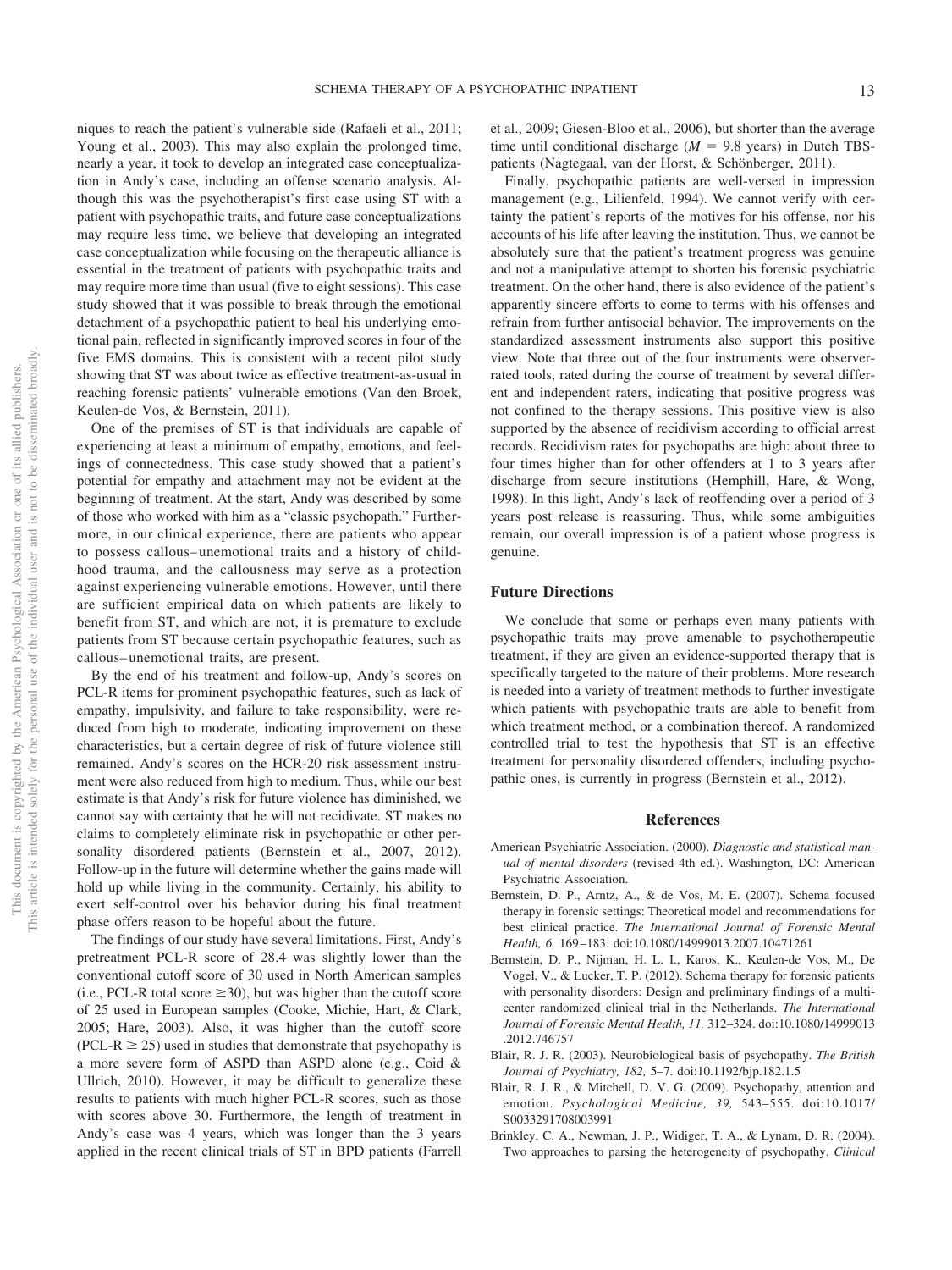niques to reach the patient's vulnerable side (Rafaeli et al., 2011; Young et al., 2003). This may also explain the prolonged time, nearly a year, it took to develop an integrated case conceptualization in Andy's case, including an offense scenario analysis. Although this was the psychotherapist's first case using ST with a patient with psychopathic traits, and future case conceptualizations may require less time, we believe that developing an integrated case conceptualization while focusing on the therapeutic alliance is essential in the treatment of patients with psychopathic traits and may require more time than usual (five to eight sessions). This case study showed that it was possible to break through the emotional detachment of a psychopathic patient to heal his underlying emotional pain, reflected in significantly improved scores in four of the five EMS domains. This is consistent with a recent pilot study showing that ST was about twice as effective treatment-as-usual in reaching forensic patients' vulnerable emotions (Van den Broek, Keulen-de Vos, & Bernstein, 2011).

One of the premises of ST is that individuals are capable of experiencing at least a minimum of empathy, emotions, and feelings of connectedness. This case study showed that a patient's potential for empathy and attachment may not be evident at the beginning of treatment. At the start, Andy was described by some of those who worked with him as a "classic psychopath." Furthermore, in our clinical experience, there are patients who appear to possess callous–unemotional traits and a history of childhood trauma, and the callousness may serve as a protection against experiencing vulnerable emotions. However, until there are sufficient empirical data on which patients are likely to benefit from ST, and which are not, it is premature to exclude patients from ST because certain psychopathic features, such as callous–unemotional traits, are present.

By the end of his treatment and follow-up, Andy's scores on PCL-R items for prominent psychopathic features, such as lack of empathy, impulsivity, and failure to take responsibility, were reduced from high to moderate, indicating improvement on these characteristics, but a certain degree of risk of future violence still remained. Andy's scores on the HCR-20 risk assessment instrument were also reduced from high to medium. Thus, while our best estimate is that Andy's risk for future violence has diminished, we cannot say with certainty that he will not recidivate. ST makes no claims to completely eliminate risk in psychopathic or other personality disordered patients (Bernstein et al., 2007, 2012). Follow-up in the future will determine whether the gains made will hold up while living in the community. Certainly, his ability to exert self-control over his behavior during his final treatment phase offers reason to be hopeful about the future.

The findings of our study have several limitations. First, Andy's pretreatment PCL-R score of 28.4 was slightly lower than the conventional cutoff score of 30 used in North American samples (i.e., PCL-R total score $\geq$30), but was higher than the cutoff score of 25 used in European samples (Cooke, Michie, Hart, & Clark, 2005; Hare, 2003). Also, it was higher than the cutoff score (PCL-R $\geq$ 25) used in studies that demonstrate that psychopathy is a more severe form of ASPD than ASPD alone (e.g., Coid & Ullrich, 2010). However, it may be difficult to generalize these results to patients with much higher PCL-R scores, such as those with scores above 30. Furthermore, the length of treatment in Andy's case was 4 years, which was longer than the 3 years applied in the recent clinical trials of ST in BPD patients (Farrell et al., 2009; Giesen-Bloo et al., 2006), but shorter than the average time until conditional discharge ($M$ = 9.8 years) in Dutch TBS-patients (Nagtegaal, van der Horst, & Schönberger, 2011).

Finally, psychopathic patients are well-versed in impression management (e.g., Lilienfeld, 1994). We cannot verify with certainty the patient's reports of the motives for his offense, nor his accounts of his life after leaving the institution. Thus, we cannot be absolutely sure that the patient's treatment progress was genuine and not a manipulative attempt to shorten his forensic psychiatric treatment. On the other hand, there is also evidence of the patient's apparently sincere efforts to come to terms with his offenses and refrain from further antisocial behavior. The improvements on the standardized assessment instruments also support this positive view. Note that three out of the four instruments were observer-rated tools, rated during the course of treatment by several different and independent raters, indicating that positive progress was not confined to the therapy sessions. This positive view is also supported by the absence of recidivism according to official arrest records. Recidivism rates for psychopaths are high: about three to four times higher than for other offenders at 1 to 3 years after discharge from secure institutions (Hemphill, Hare, & Wong, 1998). In this light, Andy's lack of reoffending over a period of 3 years post release is reassuring. Thus, while some ambiguities remain, our overall impression is of a patient whose progress is genuine.

## Future Directions

We conclude that some or perhaps even many patients with psychopathic traits may prove amenable to psychotherapeutic treatment, if they are given an evidence-supported therapy that is specifically targeted to the nature of their problems. More research is needed into a variety of treatment methods to further investigate which patients with psychopathic traits are able to benefit from which treatment method, or a combination thereof. A randomized controlled trial to test the hypothesis that ST is an effective treatment for personality disordered offenders, including psychopathic ones, is currently in progress (Bernstein et al., 2012).

## References

American Psychiatric Association. (2000). *Diagnostic and statistical manual of mental disorders* (revised 4th ed.). Washington, DC: American Psychiatric Association.

Bernstein, D. P., Arntz, A., & de Vos, M. E. (2007). Schema focused therapy in forensic settings: Theoretical model and recommendations for best clinical practice. *The International Journal of Forensic Mental Health, 6,* 169–183. doi:10.1080/14999013.2007.10471261

Bernstein, D. P., Nijman, H. L. I., Karos, K., Keulen-de Vos, M., De Vogel, V., & Lucker, T. P. (2012). Schema therapy for forensic patients with personality disorders: Design and preliminary findings of a multicenter randomized clinical trial in the Netherlands. *The International Journal of Forensic Mental Health, 11,* 312–324. doi:10.1080/14999013.2012.746757

Blair, R. J. R. (2003). Neurobiological basis of psychopathy. *The British Journal of Psychiatry, 182,* 5–7. doi:10.1192/bjp.182.1.5

Blair, R. J. R., & Mitchell, D. V. G. (2009). Psychopathy, attention and emotion. *Psychological Medicine, 39,* 543–555. doi:10.1017/S0033291708003991

Brinkley, C. A., Newman, J. P., Widiger, T. A., & Lynam, D. R. (2004). Two approaches to parsing the heterogeneity of psychopathy. *Clinical*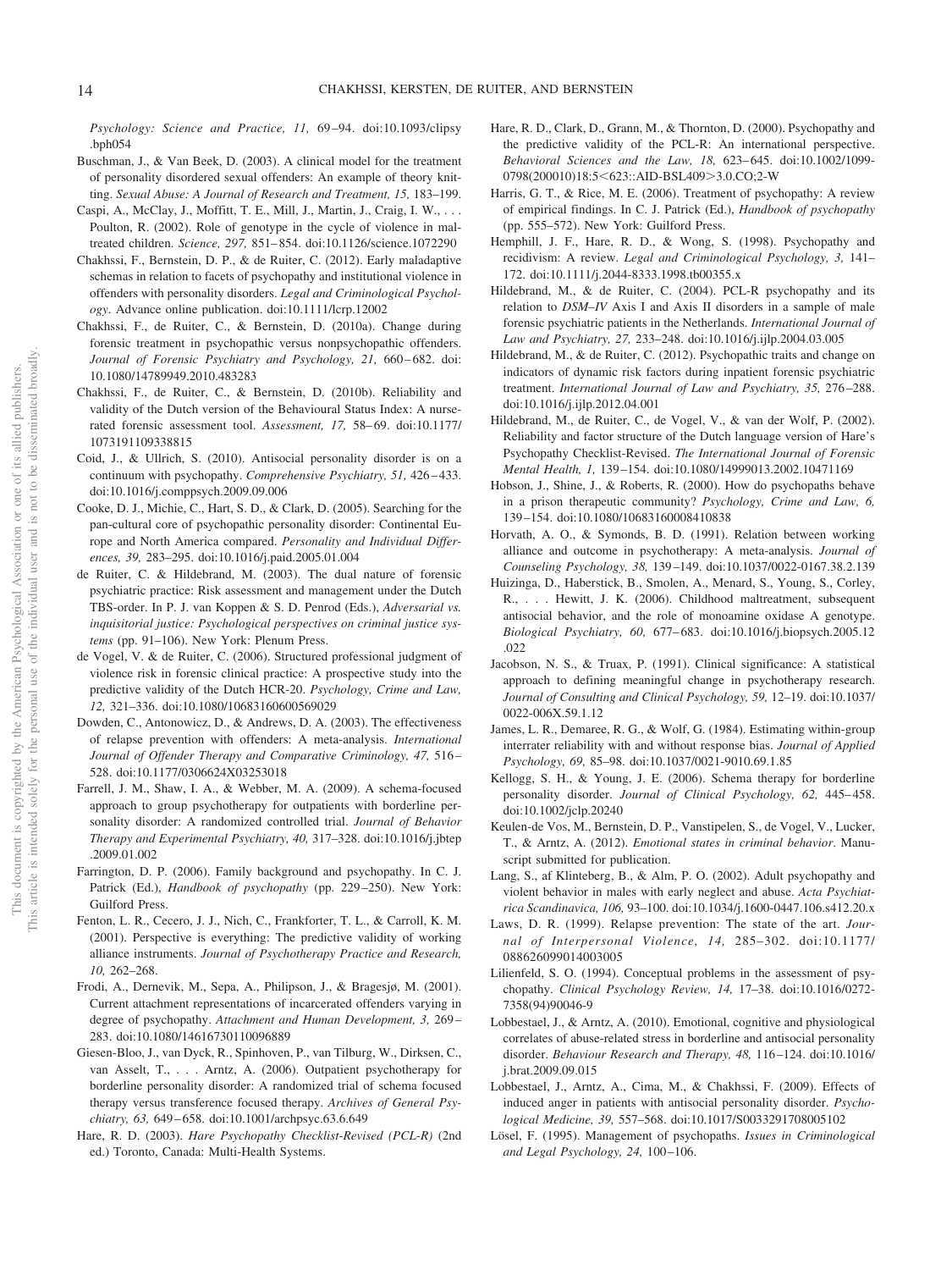*Psychology: Science and Practice, 11,* 69–94. doi:10.1093/clipsy.bph054

Buschman, J., & Van Beek, D. (2003). A clinical model for the treatment of personality disordered sexual offenders: An example of theory knitting. *Sexual Abuse: A Journal of Research and Treatment, 15,* 183–199.

Caspi, A., McClay, J., Moffitt, T. E., Mill, J., Martin, J., Craig, I. W., . . . Poulton, R. (2002). Role of genotype in the cycle of violence in maltreated children. *Science, 297,* 851–854. doi:10.1126/science.1072290

Chakhssi, F., Bernstein, D. P., & de Ruiter, C. (2012). Early maladaptive schemas in relation to facets of psychopathy and institutional violence in offenders with personality disorders. *Legal and Criminological Psychology*. Advance online publication. doi:10.1111/lcrp.12002

Chakhssi, F., de Ruiter, C., & Bernstein, D. (2010a). Change during forensic treatment in psychopathic versus nonpsychopathic offenders. *Journal of Forensic Psychiatry and Psychology, 21,* 660–682. doi:10.1080/14789949.2010.483283

Chakhssi, F., de Ruiter, C., & Bernstein, D. (2010b). Reliability and validity of the Dutch version of the Behavioural Status Index: A nurse-rated forensic assessment tool. *Assessment, 17,* 58–69. doi:10.1177/1073191109338815

Coid, J., & Ullrich, S. (2010). Antisocial personality disorder is on a continuum with psychopathy. *Comprehensive Psychiatry, 51,* 426–433. doi:10.1016/j.comppsych.2009.09.006

Cooke, D. J., Michie, C., Hart, S. D., & Clark, D. (2005). Searching for the pan-cultural core of psychopathic personality disorder: Continental Europe and North America compared. *Personality and Individual Differences, 39,* 283–295. doi:10.1016/j.paid.2005.01.004

de Ruiter, C. & Hildebrand, M. (2003). The dual nature of forensic psychiatric practice: Risk assessment and management under the Dutch TBS-order. In P. J. van Koppen & S. D. Penrod (Eds.), *Adversarial vs. inquisitorial justice: Psychological perspectives on criminal justice systems* (pp. 91–106). New York: Plenum Press.

de Vogel, V. & de Ruiter, C. (2006). Structured professional judgment of violence risk in forensic clinical practice: A prospective study into the predictive validity of the Dutch HCR-20. *Psychology, Crime and Law, 12,* 321–336. doi:10.1080/10683160600569029

Dowden, C., Antonowicz, D., & Andrews, D. A. (2003). The effectiveness of relapse prevention with offenders: A meta-analysis. *International Journal of Offender Therapy and Comparative Criminology, 47,* 516–528. doi:10.1177/0306624X03253018

Farrell, J. M., Shaw, I. A., & Webber, M. A. (2009). A schema-focused approach to group psychotherapy for outpatients with borderline personality disorder: A randomized controlled trial. *Journal of Behavior Therapy and Experimental Psychiatry, 40,* 317–328. doi:10.1016/j.jbtep.2009.01.002

Farrington, D. P. (2006). Family background and psychopathy. In C. J. Patrick (Ed.), *Handbook of psychopathy* (pp. 229–250). New York: Guilford Press.

Fenton, L. R., Cecero, J. J., Nich, C., Frankforter, T. L., & Carroll, K. M. (2001). Perspective is everything: The predictive validity of working alliance instruments. *Journal of Psychotherapy Practice and Research, 10,* 262–268.

Frodi, A., Dernevik, M., Sepa, A., Philipson, J., & Bragesjø, M. (2001). Current attachment representations of incarcerated offenders varying in degree of psychopathy. *Attachment and Human Development, 3,* 269–283. doi:10.1080/14616730110096889

Giesen-Bloo, J., van Dyck, R., Spinhoven, P., van Tilburg, W., Dirksen, C., van Asselt, T., . . . Arntz, A. (2006). Outpatient psychotherapy for borderline personality disorder: A randomized trial of schema focused therapy versus transference focused therapy. *Archives of General Psychiatry, 63,* 649–658. doi:10.1001/archpsyc.63.6.649

Hare, R. D. (2003). *Hare Psychopathy Checklist-Revised (PCL-R)* (2nd ed.) Toronto, Canada: Multi-Health Systems.

Hare, R. D., Clark, D., Grann, M., & Thornton, D. (2000). Psychopathy and the predictive validity of the PCL-R: An international perspective. *Behavioral Sciences and the Law, 18,* 623–645. doi:10.1002/1099-0798(200010)18:5<623::AID-BSL409>3.0.CO;2-W

Harris, G. T., & Rice, M. E. (2006). Treatment of psychopathy: A review of empirical findings. In C. J. Patrick (Ed.), *Handbook of psychopathy* (pp. 555–572). New York: Guilford Press.

Hemphill, J. F., Hare, R. D., & Wong, S. (1998). Psychopathy and recidivism: A review. *Legal and Criminological Psychology, 3,* 141–172. doi:10.1111/j.2044-8333.1998.tb00355.x

Hildebrand, M., & de Ruiter, C. (2004). PCL-R psychopathy and its relation to *DSM–IV* Axis I and Axis II disorders in a sample of male forensic psychiatric patients in the Netherlands. *International Journal of Law and Psychiatry, 27,* 233–248. doi:10.1016/j.ijlp.2004.03.005

Hildebrand, M., & de Ruiter, C. (2012). Psychopathic traits and change on indicators of dynamic risk factors during inpatient forensic psychiatric treatment. *International Journal of Law and Psychiatry, 35,* 276–288. doi:10.1016/j.ijlp.2012.04.001

Hildebrand, M., de Ruiter, C., de Vogel, V., & van der Wolf, P. (2002). Reliability and factor structure of the Dutch language version of Hare's Psychopathy Checklist-Revised. *The International Journal of Forensic Mental Health, 1,* 139–154. doi:10.1080/14999013.2002.10471169

Hobson, J., Shine, J., & Roberts, R. (2000). How do psychopaths behave in a prison therapeutic community? *Psychology, Crime and Law, 6,* 139–154. doi:10.1080/10683160008410838

Horvath, A. O., & Symonds, B. D. (1991). Relation between working alliance and outcome in psychotherapy: A meta-analysis. *Journal of Counseling Psychology, 38,* 139–149. doi:10.1037/0022-0167.38.2.139

Huizinga, D., Haberstick, B., Smolen, A., Menard, S., Young, S., Corley, R., . . . Hewitt, J. K. (2006). Childhood maltreatment, subsequent antisocial behavior, and the role of monoamine oxidase A genotype. *Biological Psychiatry, 60,* 677–683. doi:10.1016/j.biopsych.2005.12.022

Jacobson, N. S., & Truax, P. (1991). Clinical significance: A statistical approach to defining meaningful change in psychotherapy research. *Journal of Consulting and Clinical Psychology, 59,* 12–19. doi:10.1037/0022-006X.59.1.12

James, L. R., Demaree, R. G., & Wolf, G. (1984). Estimating within-group interrater reliability with and without response bias. *Journal of Applied Psychology, 69,* 85–98. doi:10.1037/0021-9010.69.1.85

Kellogg, S. H., & Young, J. E. (2006). Schema therapy for borderline personality disorder. *Journal of Clinical Psychology, 62,* 445–458. doi:10.1002/jclp.20240

Keulen-de Vos, M., Bernstein, D. P., Vanstipelen, S., de Vogel, V., Lucker, T., & Arntz, A. (2012). *Emotional states in criminal behavior*. Manuscript submitted for publication.

Lang, S., af Klinteberg, B., & Alm, P. O. (2002). Adult psychopathy and violent behavior in males with early neglect and abuse. *Acta Psychiatrica Scandinavica, 106,* 93–100. doi:10.1034/j.1600-0447.106.s412.20.x

Laws, D. R. (1999). Relapse prevention: The state of the art. *Journal of Interpersonal Violence, 14,* 285–302. doi:10.1177/088626099014003005

Lilienfeld, S. O. (1994). Conceptual problems in the assessment of psychopathy. *Clinical Psychology Review, 14,* 17–38. doi:10.1016/0272-7358(94)90046-9

Lobbestael, J., & Arntz, A. (2010). Emotional, cognitive and physiological correlates of abuse-related stress in borderline and antisocial personality disorder. *Behaviour Research and Therapy, 48,* 116–124. doi:10.1016/j.brat.2009.09.015

Lobbestael, J., Arntz, A., Cima, M., & Chakhssi, F. (2009). Effects of induced anger in patients with antisocial personality disorder. *Psychological Medicine, 39,* 557–568. doi:10.1017/S0033291708005102

Lösel, F. (1995). Management of psychopaths. *Issues in Criminological and Legal Psychology, 24,* 100–106.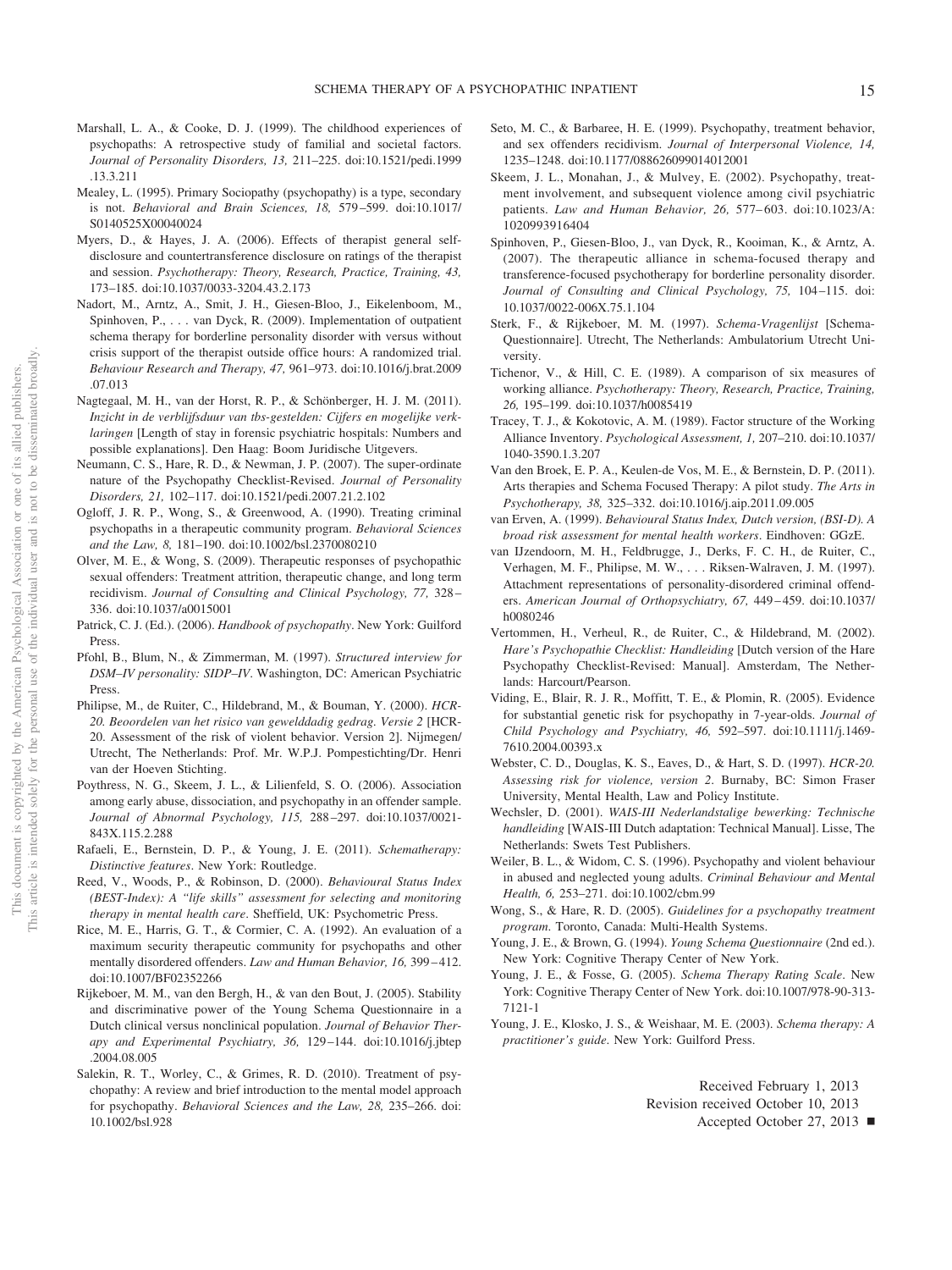Marshall, L. A., & Cooke, D. J. (1999). The childhood experiences of psychopaths: A retrospective study of familial and societal factors. *Journal of Personality Disorders, 13,* 211–225. doi:10.1521/pedi.1999.13.3.211

Mealey, L. (1995). Primary Sociopathy (psychopathy) is a type, secondary is not. *Behavioral and Brain Sciences, 18,* 579–599. doi:10.1017/S0140525X00040024

Myers, D., & Hayes, J. A. (2006). Effects of therapist general self-disclosure and countertransference disclosure on ratings of the therapist and session. *Psychotherapy: Theory, Research, Practice, Training, 43,* 173–185. doi:10.1037/0033-3204.43.2.173

Nadort, M., Arntz, A., Smit, J. H., Giesen-Bloo, J., Eikelenboom, M., Spinhoven, P., . . . van Dyck, R. (2009). Implementation of outpatient schema therapy for borderline personality disorder with versus without crisis support of the therapist outside office hours: A randomized trial. *Behaviour Research and Therapy, 47,* 961–973. doi:10.1016/j.brat.2009.07.013

Nagtegaal, M. H., van der Horst, R. P., & Schönberger, H. J. M. (2011). *Inzicht in de verblijfsduur van tbs-gestelden: Cijfers en mogelijke verklaringen* [Length of stay in forensic psychiatric hospitals: Numbers and possible explanations]. Den Haag: Boom Juridische Uitgevers.

Neumann, C. S., Hare, R. D., & Newman, J. P. (2007). The super-ordinate nature of the Psychopathy Checklist-Revised. *Journal of Personality Disorders, 21,* 102–117. doi:10.1521/pedi.2007.21.2.102

Ogloff, J. R. P., Wong, S., & Greenwood, A. (1990). Treating criminal psychopaths in a therapeutic community program. *Behavioral Sciences and the Law, 8,* 181–190. doi:10.1002/bsl.2370080210

Olver, M. E., & Wong, S. (2009). Therapeutic responses of psychopathic sexual offenders: Treatment attrition, therapeutic change, and long term recidivism. *Journal of Consulting and Clinical Psychology, 77,* 328–336. doi:10.1037/a0015001

Patrick, C. J. (Ed.). (2006). *Handbook of psychopathy*. New York: Guilford Press.

Pfohl, B., Blum, N., & Zimmerman, M. (1997). *Structured interview for DSM–IV personality: SIDP–IV*. Washington, DC: American Psychiatric Press.

Philipse, M., de Ruiter, C., Hildebrand, M., & Bouman, Y. (2000). *HCR-20. Beoordelen van het risico van gewelddadig gedrag. Versie 2* [HCR-20. Assessment of the risk of violent behavior. Version 2]. Nijmegen/Utrecht, The Netherlands: Prof. Mr. W.P.J. Pompestichting/Dr. Henri van der Hoeven Stichting.

Poythress, N. G., Skeem, J. L., & Lilienfeld, S. O. (2006). Association among early abuse, dissociation, and psychopathy in an offender sample. *Journal of Abnormal Psychology, 115,* 288–297. doi:10.1037/0021-843X.115.2.288

Rafaeli, E., Bernstein, D. P., & Young, J. E. (2011). *Schematherapy: Distinctive features*. New York: Routledge.

Reed, V., Woods, P., & Robinson, D. (2000). *Behavioural Status Index (BEST-Index): A "life skills" assessment for selecting and monitoring therapy in mental health care*. Sheffield, UK: Psychometric Press.

Rice, M. E., Harris, G. T., & Cormier, C. A. (1992). An evaluation of a maximum security therapeutic community for psychopaths and other mentally disordered offenders. *Law and Human Behavior, 16,* 399–412. doi:10.1007/BF02352266

Rijkeboer, M. M., van den Bergh, H., & van den Bout, J. (2005). Stability and discriminative power of the Young Schema Questionnaire in a Dutch clinical versus nonclinical population. *Journal of Behavior Therapy and Experimental Psychiatry, 36,* 129–144. doi:10.1016/j.jbtep.2004.08.005

Salekin, R. T., Worley, C., & Grimes, R. D. (2010). Treatment of psychopathy: A review and brief introduction to the mental model approach for psychopathy. *Behavioral Sciences and the Law, 28,* 235–266. doi:10.1002/bsl.928

Seto, M. C., & Barbaree, H. E. (1999). Psychopathy, treatment behavior, and sex offenders recidivism. *Journal of Interpersonal Violence, 14,* 1235–1248. doi:10.1177/088626099014012001

Skeem, J. L., Monahan, J., & Mulvey, E. (2002). Psychopathy, treatment involvement, and subsequent violence among civil psychiatric patients. *Law and Human Behavior, 26,* 577–603. doi:10.1023/A:1020993916404

Spinhoven, P., Giesen-Bloo, J., van Dyck, R., Kooiman, K., & Arntz, A. (2007). The therapeutic alliance in schema-focused therapy and transference-focused psychotherapy for borderline personality disorder. *Journal of Consulting and Clinical Psychology, 75,* 104–115. doi:10.1037/0022-006X.75.1.104

Sterk, F., & Rijkeboer, M. M. (1997). *Schema-Vragenlijst* [Schema-Questionnaire]. Utrecht, The Netherlands: Ambulatorium Utrecht University.

Tichenor, V., & Hill, C. E. (1989). A comparison of six measures of working alliance. *Psychotherapy: Theory, Research, Practice, Training, 26,* 195–199. doi:10.1037/h0085419

Tracey, T. J., & Kokotovic, A. M. (1989). Factor structure of the Working Alliance Inventory. *Psychological Assessment, 1,* 207–210. doi:10.1037/1040-3590.1.3.207

Van den Broek, E. P. A., Keulen-de Vos, M. E., & Bernstein, D. P. (2011). Arts therapies and Schema Focused Therapy: A pilot study. *The Arts in Psychotherapy, 38,* 325–332. doi:10.1016/j.aip.2011.09.005

van Erven, A. (1999). *Behavioural Status Index, Dutch version, (BSI-D). A broad risk assessment for mental health workers*. Eindhoven: GGzE.

van IJzendoorn, M. H., Feldbrugge, J., Derks, F. C. H., de Ruiter, C., Verhagen, M. F., Philipse, M. W., . . . Riksen-Walraven, J. M. (1997). Attachment representations of personality-disordered criminal offenders. *American Journal of Orthopsychiatry, 67,* 449–459. doi:10.1037/h0080246

Vertommen, H., Verheul, R., de Ruiter, C., & Hildebrand, M. (2002). *Hare's Psychopathie Checklist: Handleiding* [Dutch version of the Hare Psychopathy Checklist-Revised: Manual]. Amsterdam, The Netherlands: Harcourt/Pearson.

Viding, E., Blair, R. J. R., Moffitt, T. E., & Plomin, R. (2005). Evidence for substantial genetic risk for psychopathy in 7-year-olds. *Journal of Child Psychology and Psychiatry, 46,* 592–597. doi:10.1111/j.1469-7610.2004.00393.x

Webster, C. D., Douglas, K. S., Eaves, D., & Hart, S. D. (1997). *HCR-20. Assessing risk for violence, version 2*. Burnaby, BC: Simon Fraser University, Mental Health, Law and Policy Institute.

Wechsler, D. (2001). *WAIS-III Nederlandstalige bewerking: Technische handleiding* [WAIS-III Dutch adaptation: Technical Manual]. Lisse, The Netherlands: Swets Test Publishers.

Weiler, B. L., & Widom, C. S. (1996). Psychopathy and violent behaviour in abused and neglected young adults. *Criminal Behaviour and Mental Health, 6,* 253–271. doi:10.1002/cbm.99

Wong, S., & Hare, R. D. (2005). *Guidelines for a psychopathy treatment program*. Toronto, Canada: Multi-Health Systems.

Young, J. E., & Brown, G. (1994). *Young Schema Questionnaire* (2nd ed.). New York: Cognitive Therapy Center of New York.

Young, J. E., & Fosse, G. (2005). *Schema Therapy Rating Scale*. New York: Cognitive Therapy Center of New York. doi:10.1007/978-90-313-7121-1

Young, J. E., Klosko, J. S., & Weishaar, M. E. (2003). *Schema therapy: A practitioner's guide*. New York: Guilford Press.

Received February 1, 2013
Revision received October 10, 2013
Accepted October 27, 2013 ■